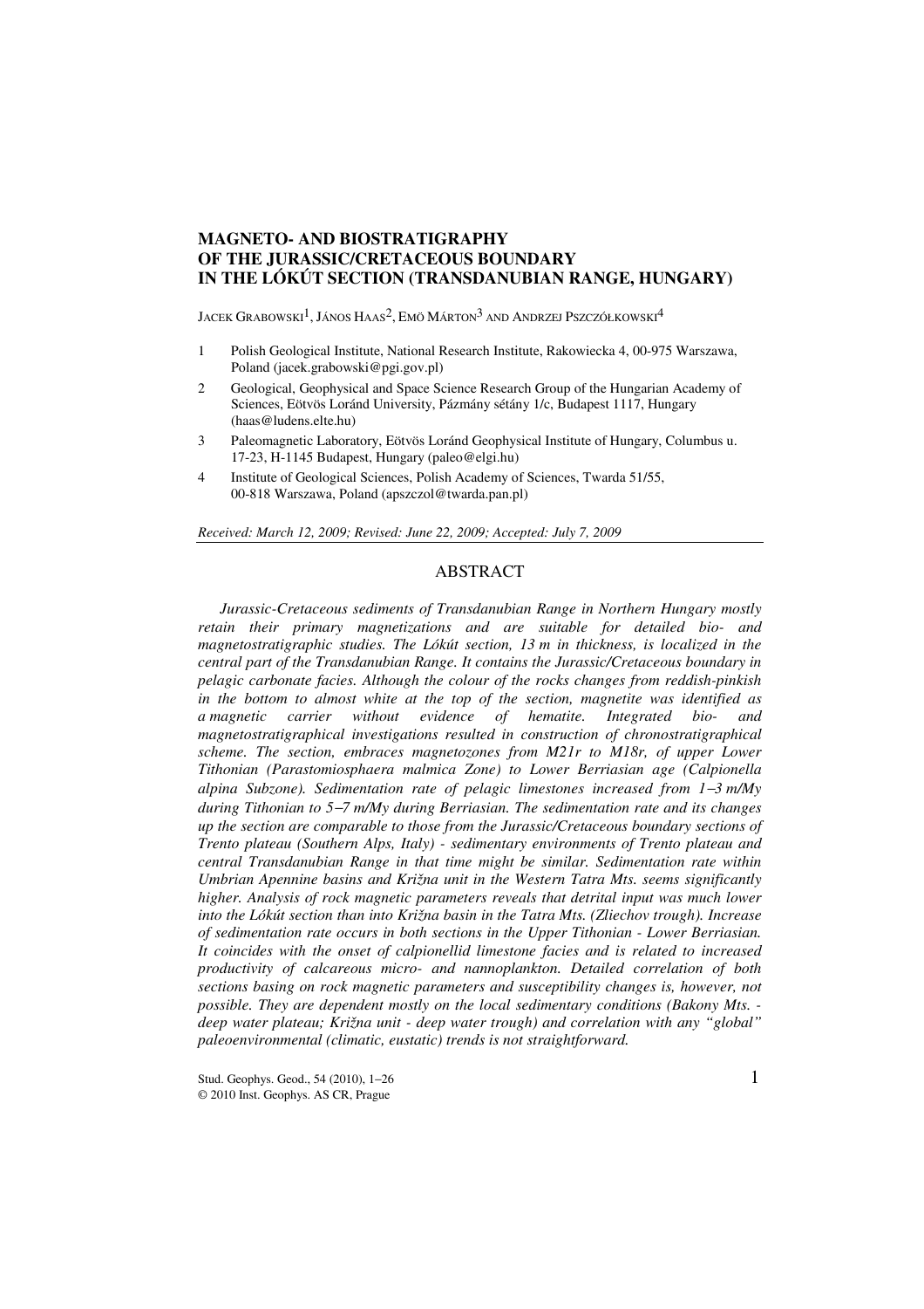# MAGNETO- AND BIOSTRATIGRAPHY OF THE JURASSIC/CRETACEOUS BOUNDARY IN THE LÓKÚT SECTION (TRANSDANUBIAN RANGE, HUNGARY)

JACEK GRABOWSKI[1], JÁNOS HAAS[2], EMÖ MÁRTON[3] AND ANDRZEJ PSZCZÓŁKOWSKI[4]

1. Polish Geological Institute, National Research Institute, Rakowiecka 4, 00-975 Warszawa, Poland (jacek.grabowski@pgi.gov.pl)
2. Geological, Geophysical and Space Science Research Group of the Hungarian Academy of Sciences, Eötvös Loránd University, Pázmány sétány 1/c, Budapest 1117, Hungary (haas@ludens.elte.hu)
3. Paleomagnetic Laboratory, Eötvös Loránd Geophysical Institute of Hungary, Columbus u. 17-23, H-1145 Budapest, Hungary (paleo@elgi.hu)
4. Institute of Geological Sciences, Polish Academy of Sciences, Twarda 51/55, 00-818 Warszawa, Poland (apszczol@twarda.pan.pl)

*Received: March 12, 2009; Revised: June 22, 2009; Accepted: July 7, 2009*

## ABSTRACT

*Jurassic-Cretaceous sediments of Transdanubian Range in Northern Hungary mostly retain their primary magnetizations and are suitable for detailed bio- and magnetostratigraphic studies. The Lókút section, 13 m in thickness, is localized in the central part of the Transdanubian Range. It contains the Jurassic/Cretaceous boundary in pelagic carbonate facies. Although the colour of the rocks changes from reddish-pinkish in the bottom to almost white at the top of the section, magnetite was identified as a magnetic carrier without evidence of hematite. Integrated bio- and magnetostratigraphical investigations resulted in construction of chronostratigraphical scheme. The section, embraces magnetozones from M21r to M18r, of upper Lower Tithonian (Parastomiosphaera malmica Zone) to Lower Berriasian age (Calpionella alpina Subzone). Sedimentation rate of pelagic limestones increased from 1–3 m/My during Tithonian to 5–7 m/My during Berriasian. The sedimentation rate and its changes up the section are comparable to those from the Jurassic/Cretaceous boundary sections of Trento plateau (Southern Alps, Italy) - sedimentary environments of Trento plateau and central Transdanubian Range in that time might be similar. Sedimentation rate within Umbrian Apennine basins and Križna unit in the Western Tatra Mts. seems significantly higher. Analysis of rock magnetic parameters reveals that detrital input was much lower into the Lókút section than into Križna basin in the Tatra Mts. (Zliechov trough). Increase of sedimentation rate occurs in both sections in the Upper Tithonian - Lower Berriasian. It coincides with the onset of calpionellid limestone facies and is related to increased productivity of calcareous micro- and nannoplankton. Detailed correlation of both sections basing on rock magnetic parameters and susceptibility changes is, however, not possible. They are dependent mostly on the local sedimentary conditions (Bakony Mts. - deep water plateau; Križna unit - deep water trough) and correlation with any "global" paleoenvironmental (climatic, eustatic) trends is not straightforward.*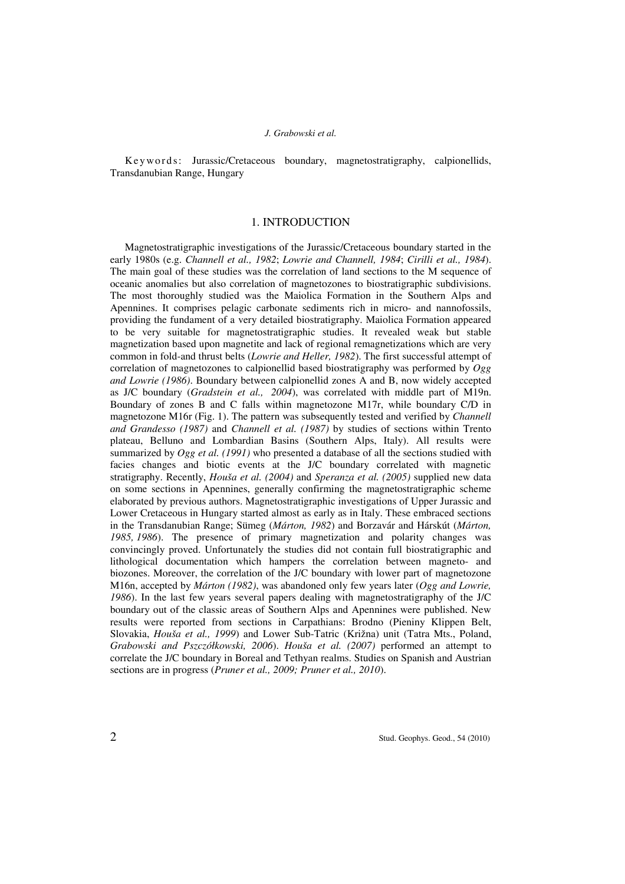Keywords: Jurassic/Cretaceous boundary, magnetostratigraphy, calpionellids, Transdanubian Range, Hungary

## 1. INTRODUCTION

Magnetostratigraphic investigations of the Jurassic/Cretaceous boundary started in the early 1980s (e.g. *Channell et al., 1982*; *Lowrie and Channell, 1984*; *Cirilli et al., 1984*). The main goal of these studies was the correlation of land sections to the M sequence of oceanic anomalies but also correlation of magnetozones to biostratigraphic subdivisions. The most thoroughly studied was the Maiolica Formation in the Southern Alps and Apennines. It comprises pelagic carbonate sediments rich in micro- and nannofossils, providing the fundament of a very detailed biostratigraphy. Maiolica Formation appeared to be very suitable for magnetostratigraphic studies. It revealed weak but stable magnetization based upon magnetite and lack of regional remagnetizations which are very common in fold-and thrust belts (*Lowrie and Heller, 1982*). The first successful attempt of correlation of magnetozones to calpionellid based biostratigraphy was performed by *Ogg and Lowrie (1986)*. Boundary between calpionellid zones A and B, now widely accepted as J/C boundary (*Gradstein et al., 2004*), was correlated with middle part of M19n. Boundary of zones B and C falls within magnetozone M17r, while boundary C/D in magnetozone M16r (Fig. 1). The pattern was subsequently tested and verified by *Channell and Grandesso (1987)* and *Channell et al. (1987)* by studies of sections within Trento plateau, Belluno and Lombardian Basins (Southern Alps, Italy). All results were summarized by *Ogg et al. (1991)* who presented a database of all the sections studied with facies changes and biotic events at the J/C boundary correlated with magnetic stratigraphy. Recently, *Houša et al. (2004)* and *Speranza et al. (2005)* supplied new data on some sections in Apennines, generally confirming the magnetostratigraphic scheme elaborated by previous authors. Magnetostratigraphic investigations of Upper Jurassic and Lower Cretaceous in Hungary started almost as early as in Italy. These embraced sections in the Transdanubian Range; Sümeg (*Márton, 1982*) and Borzavár and Hárskút (*Márton, 1985, 1986*). The presence of primary magnetization and polarity changes was convincingly proved. Unfortunately the studies did not contain full biostratigraphic and lithological documentation which hampers the correlation between magneto- and biozones. Moreover, the correlation of the J/C boundary with lower part of magnetozone M16n, accepted by *Márton (1982)*, was abandoned only few years later (*Ogg and Lowrie, 1986*). In the last few years several papers dealing with magnetostratigraphy of the J/C boundary out of the classic areas of Southern Alps and Apennines were published. New results were reported from sections in Carpathians: Brodno (Pieniny Klippen Belt, Slovakia, *Houša et al., 1999*) and Lower Sub-Tatric (Križna) unit (Tatra Mts., Poland, *Grabowski and Pszczółkowski, 2006*). *Houša et al. (2007)* performed an attempt to correlate the J/C boundary in Boreal and Tethyan realms. Studies on Spanish and Austrian sections are in progress (*Pruner et al., 2009; Pruner et al., 2010*).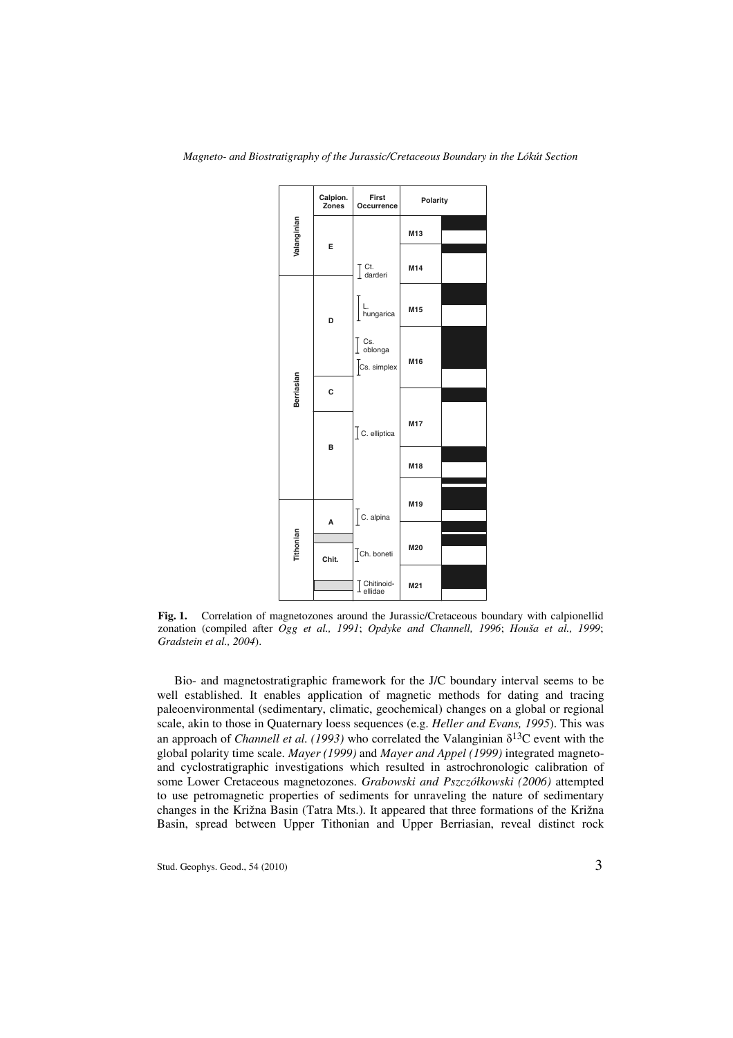| | Calpion. Zones | First Occurrence | Polarity |
|---|---|---|---|
| Valanginian | E | Ct. darderi | M13 |
| | | | M14 |
| Berriasian | D | L. hungarica | M15 |
| | | Cs. oblonga | M16 |
| | | Cs. simplex | |
| | C | | |
| | B | C. elliptica | M17 |
| | | | M18 |
| | | | M19 |
| Tithonian | A | C. alpina | |
| | Chit. | Ch. boneti | M20 |
| | | Chitinoid-ellidae | M21 |

**Fig. 1.** Correlation of magnetozones around the Jurassic/Cretaceous boundary with calpionellid zonation (compiled after *Ogg et al., 1991*; *Opdyke and Channell, 1996*; *Houša et al., 1999*; *Gradstein et al., 2004*).

Bio- and magnetostratigraphic framework for the J/C boundary interval seems to be well established. It enables application of magnetic methods for dating and tracing paleoenvironmental (sedimentary, climatic, geochemical) changes on a global or regional scale, akin to those in Quaternary loess sequences (e.g. *Heller and Evans, 1995*). This was an approach of *Channell et al. (1993)* who correlated the Valanginian $\delta^{13}$C event with the global polarity time scale. *Mayer (1999)* and *Mayer and Appel (1999)* integrated magneto- and cyclostratigraphic investigations which resulted in astrochronologic calibration of some Lower Cretaceous magnetozones. *Grabowski and Pszczółkowski (2006)* attempted to use petromagnetic properties of sediments for unraveling the nature of sedimentary changes in the Križna Basin (Tatra Mts.). It appeared that three formations of the Križna Basin, spread between Upper Tithonian and Upper Berriasian, reveal distinct rock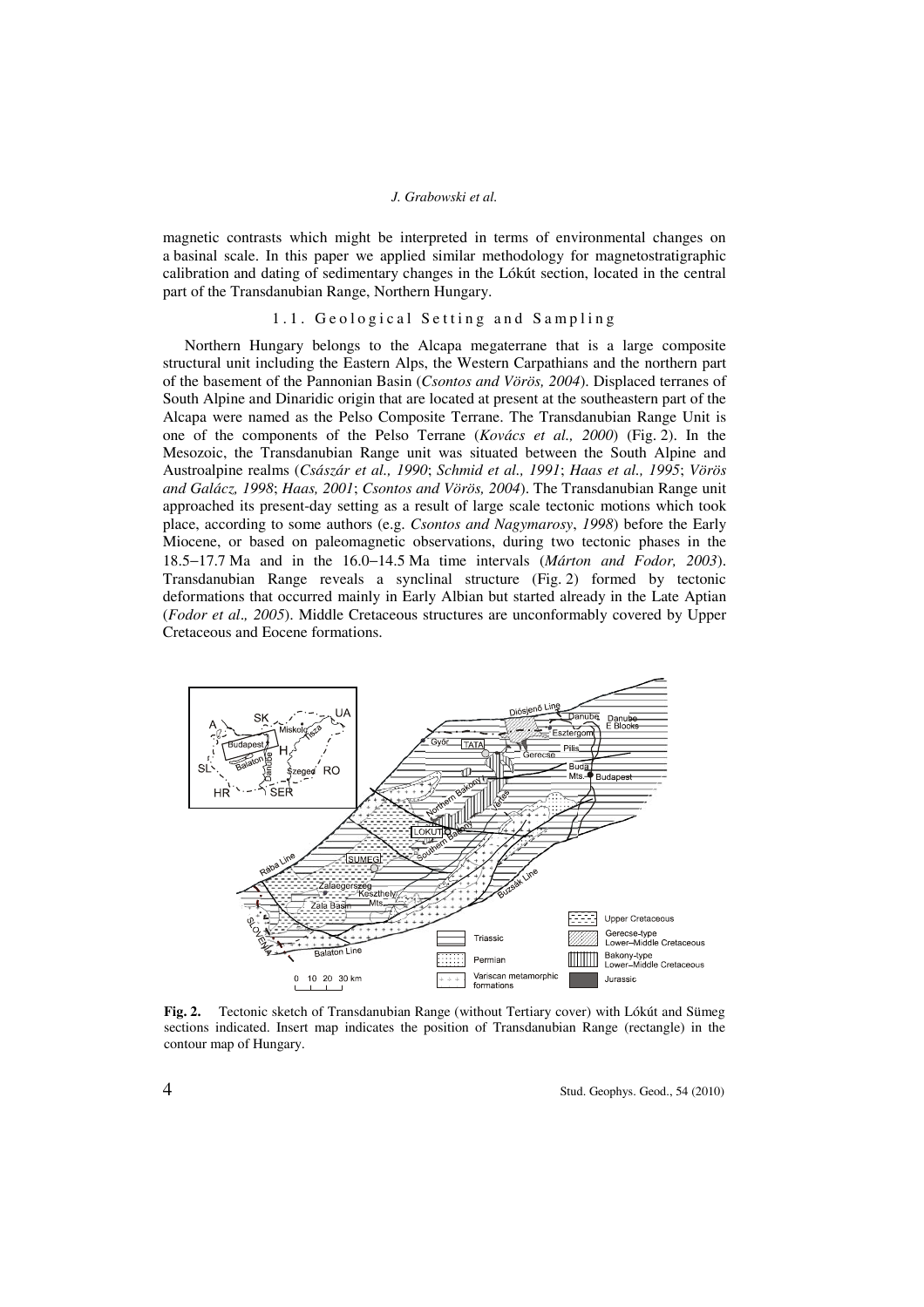magnetic contrasts which might be interpreted in terms of environmental changes on a basinal scale. In this paper we applied similar methodology for magnetostratigraphic calibration and dating of sedimentary changes in the Lókút section, located in the central part of the Transdanubian Range, Northern Hungary.

### 1.1. Geological Setting and Sampling

Northern Hungary belongs to the Alcapa megaterrane that is a large composite structural unit including the Eastern Alps, the Western Carpathians and the northern part of the basement of the Pannonian Basin (*Csontos and Vörös, 2004*). Displaced terranes of South Alpine and Dinaridic origin that are located at present at the southeastern part of the Alcapa were named as the Pelso Composite Terrane. The Transdanubian Range Unit is one of the components of the Pelso Terrane (*Kovács et al., 2000*) (Fig. 2). In the Mesozoic, the Transdanubian Range unit was situated between the South Alpine and Austroalpine realms (*Császár et al., 1990*; *Schmid et al., 1991*; *Haas et al., 1995*; *Vörös and Galácz, 1998*; *Haas, 2001*; *Csontos and Vörös, 2004*). The Transdanubian Range unit approached its present-day setting as a result of large scale tectonic motions which took place, according to some authors (e.g. *Csontos and Nagymarosy*, *1998*) before the Early Miocene, or based on paleomagnetic observations, during two tectonic phases in the 18.5−17.7 Ma and in the 16.0−14.5 Ma time intervals (*Márton and Fodor, 2003*). Transdanubian Range reveals a synclinal structure (Fig. 2) formed by tectonic deformations that occurred mainly in Early Albian but started already in the Late Aptian (*Fodor et al., 2005*). Middle Cretaceous structures are unconformably covered by Upper Cretaceous and Eocene formations.

**Fig. 2.** Tectonic sketch of Transdanubian Range (without Tertiary cover) with Lókút and Sümeg sections indicated. Insert map indicates the position of Transdanubian Range (rectangle) in the contour map of Hungary.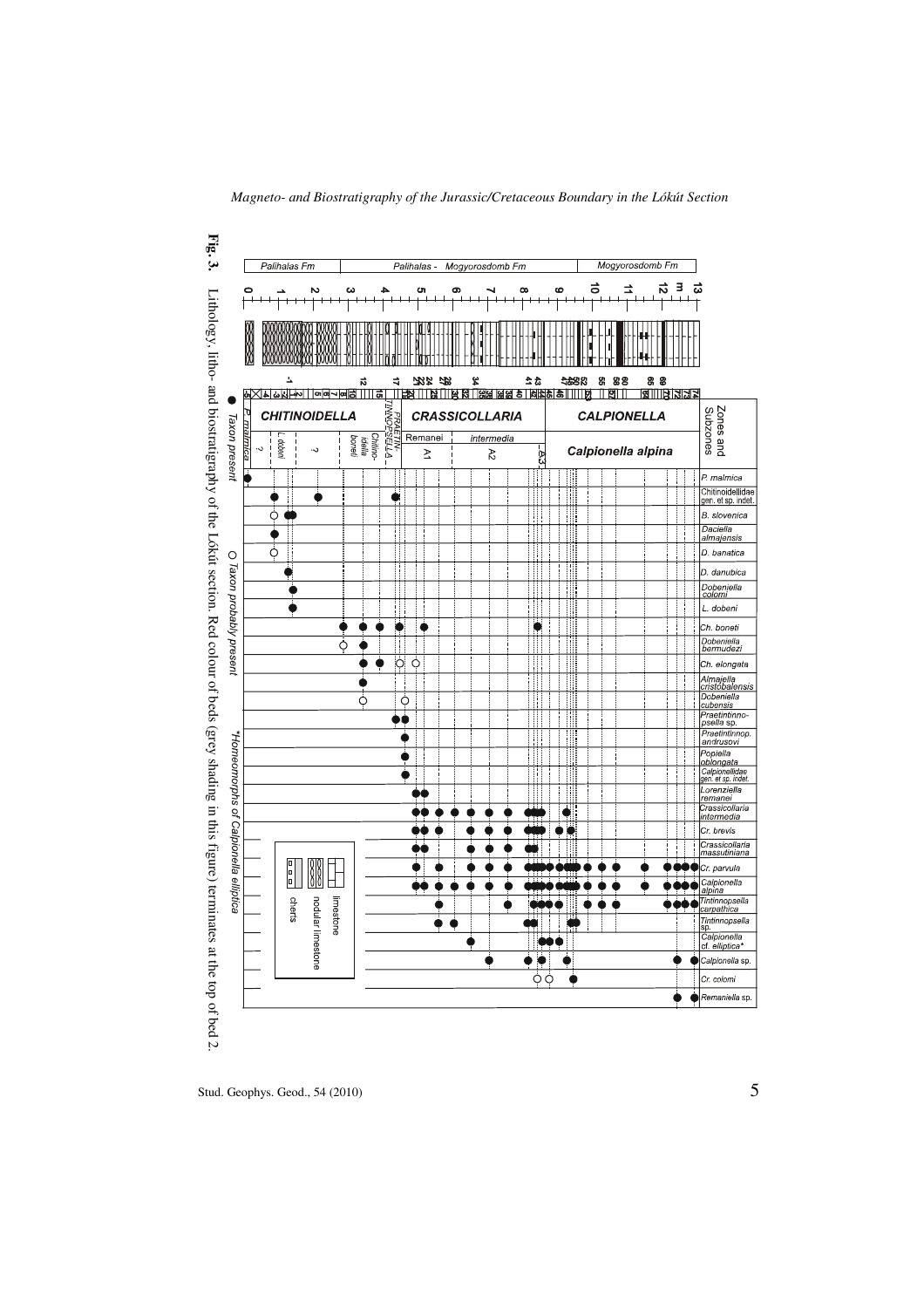**Fig. 3.** Lithology, litho- and biostratigraphy of the Lókút section. Red colour of beds (grey shading in this figure) terminates at the top of bed 2.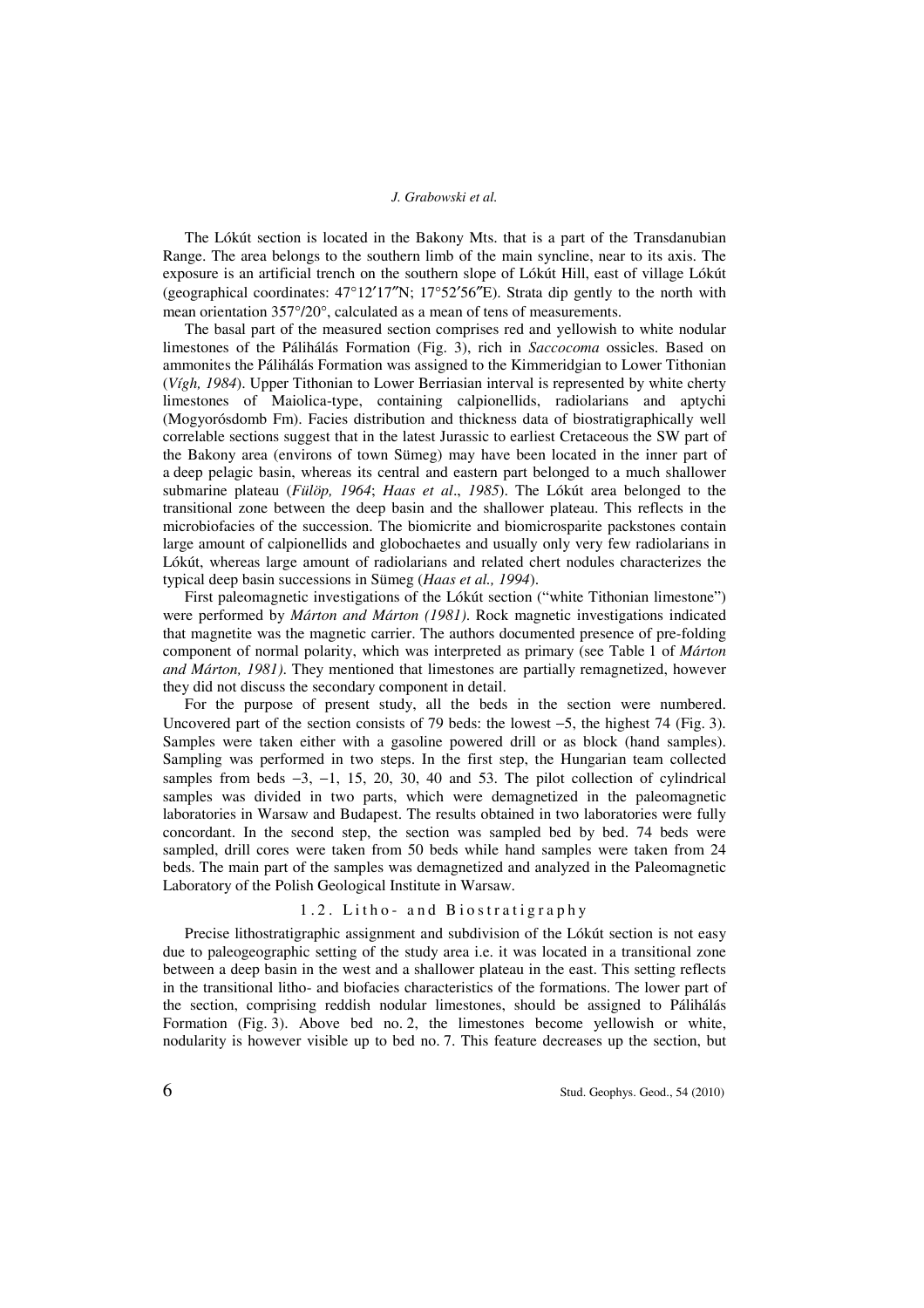The Lókút section is located in the Bakony Mts. that is a part of the Transdanubian Range. The area belongs to the southern limb of the main syncline, near to its axis. The exposure is an artificial trench on the southern slope of Lókút Hill, east of village Lókút (geographical coordinates: 47°12′17″N; 17°52′56″E). Strata dip gently to the north with mean orientation 357°/20°, calculated as a mean of tens of measurements.

The basal part of the measured section comprises red and yellowish to white nodular limestones of the Pálihálás Formation (Fig. 3), rich in *Saccocoma* ossicles. Based on ammonites the Pálihálás Formation was assigned to the Kimmeridgian to Lower Tithonian (*Vígh, 1984*). Upper Tithonian to Lower Berriasian interval is represented by white cherty limestones of Maiolica-type, containing calpionellids, radiolarians and aptychi (Mogyorósdomb Fm). Facies distribution and thickness data of biostratigraphically well correlable sections suggest that in the latest Jurassic to earliest Cretaceous the SW part of the Bakony area (environs of town Sümeg) may have been located in the inner part of a deep pelagic basin, whereas its central and eastern part belonged to a much shallower submarine plateau (*Fülöp, 1964*; *Haas et al., 1985*). The Lókút area belonged to the transitional zone between the deep basin and the shallower plateau. This reflects in the microbiofacies of the succession. The biomicrite and biomicrosparite packstones contain large amount of calpionellids and globochaetes and usually only very few radiolarians in Lókút, whereas large amount of radiolarians and related chert nodules characterizes the typical deep basin successions in Sümeg (*Haas et al., 1994*).

First paleomagnetic investigations of the Lókút section ("white Tithonian limestone") were performed by *Márton and Márton (1981)*. Rock magnetic investigations indicated that magnetite was the magnetic carrier. The authors documented presence of pre-folding component of normal polarity, which was interpreted as primary (see Table 1 of *Márton and Márton, 1981)*. They mentioned that limestones are partially remagnetized, however they did not discuss the secondary component in detail.

For the purpose of present study, all the beds in the section were numbered. Uncovered part of the section consists of 79 beds: the lowest −5, the highest 74 (Fig. 3). Samples were taken either with a gasoline powered drill or as block (hand samples). Sampling was performed in two steps. In the first step, the Hungarian team collected samples from beds −3, −1, 15, 20, 30, 40 and 53. The pilot collection of cylindrical samples was divided in two parts, which were demagnetized in the paleomagnetic laboratories in Warsaw and Budapest. The results obtained in two laboratories were fully concordant. In the second step, the section was sampled bed by bed. 74 beds were sampled, drill cores were taken from 50 beds while hand samples were taken from 24 beds. The main part of the samples was demagnetized and analyzed in the Paleomagnetic Laboratory of the Polish Geological Institute in Warsaw.

### 1.2. Litho- and Biostratigraphy

Precise lithostratigraphic assignment and subdivision of the Lókút section is not easy due to paleogeographic setting of the study area i.e. it was located in a transitional zone between a deep basin in the west and a shallower plateau in the east. This setting reflects in the transitional litho- and biofacies characteristics of the formations. The lower part of the section, comprising reddish nodular limestones, should be assigned to Pálihálás Formation (Fig. 3). Above bed no. 2, the limestones become yellowish or white, nodularity is however visible up to bed no. 7. This feature decreases up the section, but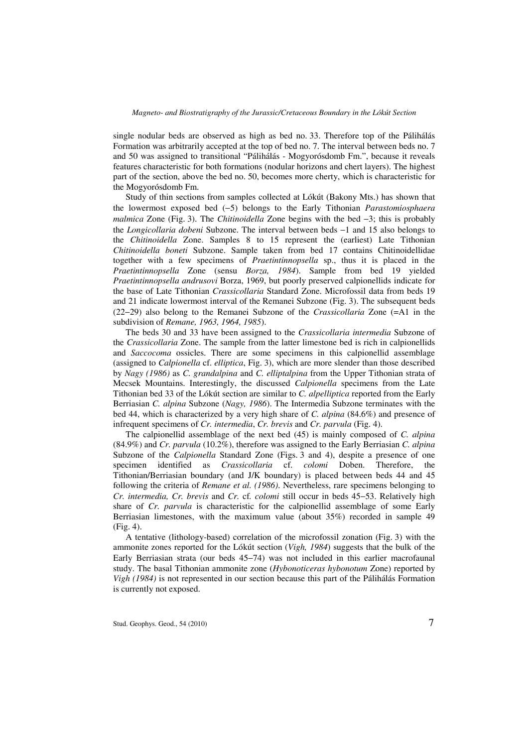single nodular beds are observed as high as bed no. 33. Therefore top of the Pálihálás Formation was arbitrarily accepted at the top of bed no. 7. The interval between beds no. 7 and 50 was assigned to transitional "Pálihálás - Mogyorósdomb Fm.", because it reveals features characteristic for both formations (nodular horizons and chert layers). The highest part of the section, above the bed no. 50, becomes more cherty, which is characteristic for the Mogyorósdomb Fm.

Study of thin sections from samples collected at Lókút (Bakony Mts.) has shown that the lowermost exposed bed (−5) belongs to the Early Tithonian *Parastomiosphaera malmica* Zone (Fig. 3). The *Chitinoidella* Zone begins with the bed −3; this is probably the *Longicollaria dobeni* Subzone. The interval between beds −1 and 15 also belongs to the *Chitinoidella* Zone. Samples 8 to 15 represent the (earliest) Late Tithonian *Chitinoidella boneti* Subzone. Sample taken from bed 17 contains Chitinoidellidae together with a few specimens of *Praetintinnopsella* sp., thus it is placed in the *Praetintinnopsella* Zone (sensu *Borza, 1984*). Sample from bed 19 yielded *Praetintinnopsella andrusovi* Borza, 1969, but poorly preserved calpionellids indicate for the base of Late Tithonian *Crassicollaria* Standard Zone. Microfossil data from beds 19 and 21 indicate lowermost interval of the Remanei Subzone (Fig. 3). The subsequent beds (22−29) also belong to the Remanei Subzone of the *Crassicollaria* Zone (=A1 in the subdivision of *Remane, 1963, 1964, 1985*).

The beds 30 and 33 have been assigned to the *Crassicollaria intermedia* Subzone of the *Crassicollaria* Zone. The sample from the latter limestone bed is rich in calpionellids and *Saccocoma* ossicles. There are some specimens in this calpionellid assemblage (assigned to *Calpionella* cf. *elliptica*, Fig. 3), which are more slender than those described by *Nagy (1986)* as *C. grandalpina* and *C. elliptalpina* from the Upper Tithonian strata of Mecsek Mountains. Interestingly, the discussed *Calpionella* specimens from the Late Tithonian bed 33 of the Lókút section are similar to *C. alpelliptica* reported from the Early Berriasian *C. alpina* Subzone (*Nagy, 1986*). The Intermedia Subzone terminates with the bed 44, which is characterized by a very high share of *C. alpina* (84.6%) and presence of infrequent specimens of *Cr. intermedia*, *Cr. brevis* and *Cr. parvula* (Fig. 4).

The calpionellid assemblage of the next bed (45) is mainly composed of *C. alpina* (84.9%) and *Cr. parvula* (10.2%), therefore was assigned to the Early Berriasian *C. alpina* Subzone of the *Calpionella* Standard Zone (Figs. 3 and 4), despite a presence of one specimen identified as *Crassicollaria* cf. *colomi* Doben. Therefore, the Tithonian/Berriasian boundary (and J/K boundary) is placed between beds 44 and 45 following the criteria of *Remane et al. (1986)*. Nevertheless, rare specimens belonging to *Cr. intermedia, Cr. brevis* and *Cr.* cf. *colomi* still occur in beds 45−53. Relatively high share of *Cr. parvula* is characteristic for the calpionellid assemblage of some Early Berriasian limestones, with the maximum value (about 35%) recorded in sample 49 (Fig. 4).

A tentative (lithology-based) correlation of the microfossil zonation (Fig. 3) with the ammonite zones reported for the Lókút section (*Vigh, 1984*) suggests that the bulk of the Early Berriasian strata (our beds 45−74) was not included in this earlier macrofaunal study. The basal Tithonian ammonite zone (*Hybonoticeras hybonotum* Zone) reported by *Vigh (1984)* is not represented in our section because this part of the Pálihálás Formation is currently not exposed.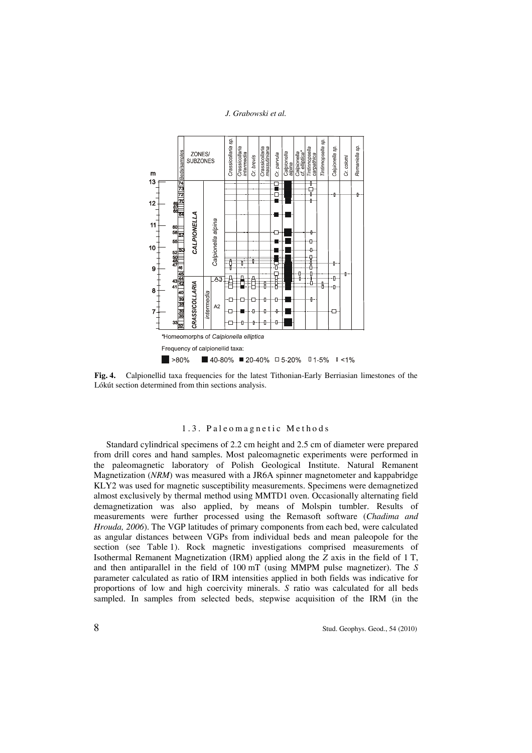**Fig. 4.** Calpionellid taxa frequencies for the latest Tithonian-Early Berriasian limestones of the Lókút section determined from thin sections analysis.

### 1.3. Paleomagnetic Methods

Standard cylindrical specimens of 2.2 cm height and 2.5 cm of diameter were prepared from drill cores and hand samples. Most paleomagnetic experiments were performed in the paleomagnetic laboratory of Polish Geological Institute. Natural Remanent Magnetization (*NRM*) was measured with a JR6A spinner magnetometer and kappabridge KLY2 was used for magnetic susceptibility measurements. Specimens were demagnetized almost exclusively by thermal method using MMTD1 oven. Occasionally alternating field demagnetization was also applied, by means of Molspin tumbler. Results of measurements were further processed using the Remasoft software (*Chadima and Hrouda, 2006*). The VGP latitudes of primary components from each bed, were calculated as angular distances between VGPs from individual beds and mean paleopole for the section (see Table 1). Rock magnetic investigations comprised measurements of Isothermal Remanent Magnetization (IRM) applied along the $Z$ axis in the field of 1 T, and then antiparallel in the field of 100 mT (using MMPM pulse magnetizer). The $S$ parameter calculated as ratio of IRM intensities applied in both fields was indicative for proportions of low and high coercivity minerals. $S$ ratio was calculated for all beds sampled. In samples from selected beds, stepwise acquisition of the IRM (in the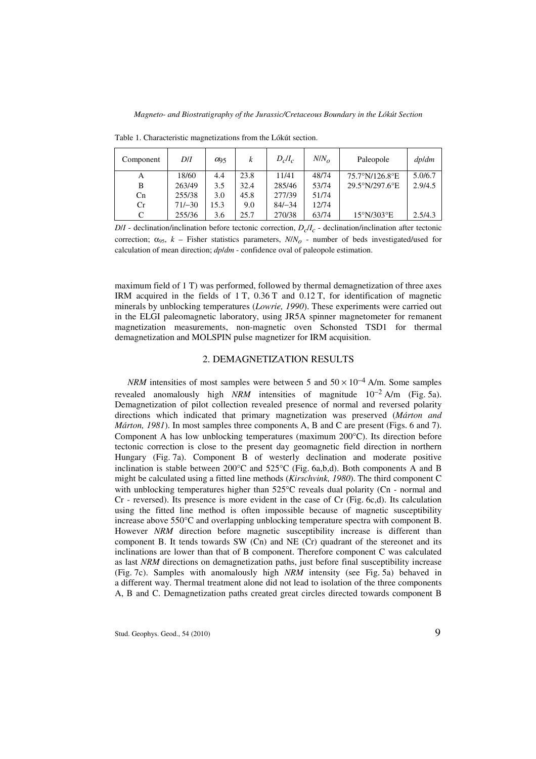Table 1. Characteristic magnetizations from the Lókút section.

| Component | $D/I$ | $\alpha_{95}$ | $k$ | $D_c/I_c$ | $N/N_o$ | Paleopole | $dp/dm$ |
|---|---|---|---|---|---|---|---|
| A | 18/60 | 4.4 | 23.8 | 11/41 | 48/74 | 75.7°N/126.8°E | 5.0/6.7 |
| B | 263/49 | 3.5 | 32.4 | 285/46 | 53/74 | 29.5°N/297.6°E | 2.9/4.5 |
| Cn | 255/38 | 3.0 | 45.8 | 277/39 | 51/74 | | |
| Cr | 71/−30 | 15.3 | 9.0 | 84/−34 | 12/74 | | |
| C | 255/36 | 3.6 | 25.7 | 270/38 | 63/74 | 15°N/303°E | 2.5/4.3 |

$D/I$ - declination/inclination before tectonic correction, $D_c/I_c$ - declination/inclination after tectonic correction; $\alpha_{95}$, $k$ – Fisher statistics parameters, $N/N_O$ - number of beds investigated/used for calculation of mean direction; $dp/dm$ - confidence oval of paleopole estimation.

maximum field of 1 T) was performed, followed by thermal demagnetization of three axes IRM acquired in the fields of 1 T, 0.36 T and 0.12 T, for identification of magnetic minerals by unblocking temperatures (*Lowrie, 1990*). These experiments were carried out in the ELGI paleomagnetic laboratory, using JR5A spinner magnetometer for remanent magnetization measurements, non-magnetic oven Schonsted TSD1 for thermal demagnetization and MOLSPIN pulse magnetizer for IRM acquisition.

## 2. DEMAGNETIZATION RESULTS

*NRM* intensities of most samples were between 5 and $50 \times 10^{-4}$ A/m. Some samples revealed anomalously high *NRM* intensities of magnitude $10^{-2}$ A/m (Fig. 5a). Demagnetization of pilot collection revealed presence of normal and reversed polarity directions which indicated that primary magnetization was preserved (*Márton and Márton, 1981*). In most samples three components A, B and C are present (Figs. 6 and 7). Component A has low unblocking temperatures (maximum 200°C). Its direction before tectonic correction is close to the present day geomagnetic field direction in northern Hungary (Fig. 7a). Component B of westerly declination and moderate positive inclination is stable between 200°C and 525°C (Fig. 6a,b,d). Both components A and B might be calculated using a fitted line methods (*Kirschvink, 1980*). The third component C with unblocking temperatures higher than 525°C reveals dual polarity (Cn - normal and Cr - reversed). Its presence is more evident in the case of Cr (Fig. 6c,d). Its calculation using the fitted line method is often impossible because of magnetic susceptibility increase above 550°C and overlapping unblocking temperature spectra with component B. However *NRM* direction before magnetic susceptibility increase is different than component B. It tends towards SW (Cn) and NE (Cr) quadrant of the stereonet and its inclinations are lower than that of B component. Therefore component C was calculated as last *NRM* directions on demagnetization paths, just before final susceptibility increase (Fig. 7c). Samples with anomalously high *NRM* intensity (see Fig. 5a) behaved in a different way. Thermal treatment alone did not lead to isolation of the three components A, B and C. Demagnetization paths created great circles directed towards component B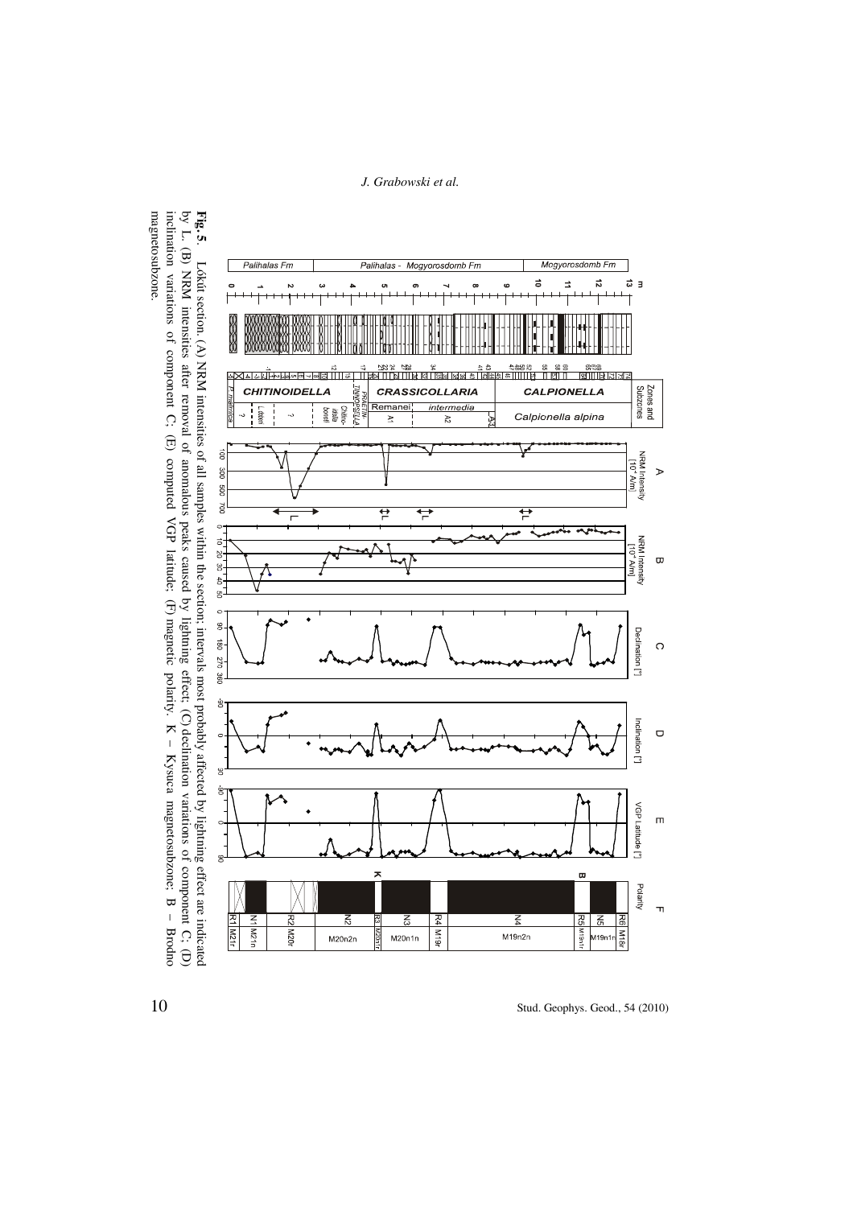**Fig. 5.** Lókút section. (A) NRM intensities of all samples within the section; intervals most probably affected by lightning effect are indicated by L. (B) NRM intensities after removal of anomalous peaks caused by lightning effect; (C) declination variations of component C; (D) inclination variations of component C; (E) computed VGP latitude; (F) magnetic polarity. K – Kysuca magnetosubzone; B – Brodno magnetosubzone.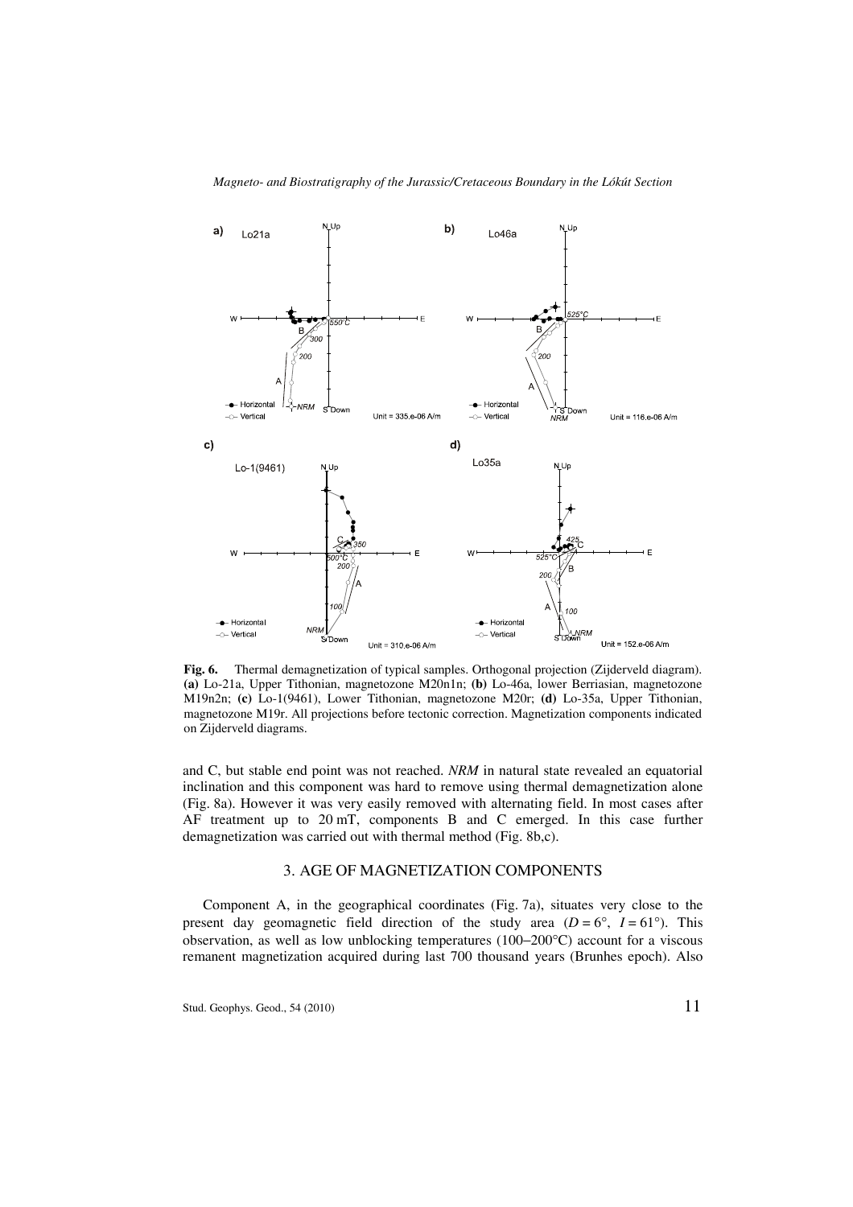**Fig. 6.** Thermal demagnetization of typical samples. Orthogonal projection (Zijderveld diagram). **(a)** Lo-21a, Upper Tithonian, magnetozone M20n1n; **(b)** Lo-46a, lower Berriasian, magnetozone M19n2n; **(c)** Lo-1(9461), Lower Tithonian, magnetozone M20r; **(d)** Lo-35a, Upper Tithonian, magnetozone M19r. All projections before tectonic correction. Magnetization components indicated on Zijderveld diagrams.

and C, but stable end point was not reached. *NRM* in natural state revealed an equatorial inclination and this component was hard to remove using thermal demagnetization alone (Fig. 8a). However it was very easily removed with alternating field. In most cases after AF treatment up to 20 mT, components B and C emerged. In this case further demagnetization was carried out with thermal method (Fig. 8b,c).

## 3. AGE OF MAGNETIZATION COMPONENTS

Component A, in the geographical coordinates (Fig. 7a), situates very close to the present day geomagnetic field direction of the study area ($D = 6°$, $I = 61°$). This observation, as well as low unblocking temperatures (100–200°C) account for a viscous remanent magnetization acquired during last 700 thousand years (Brunhes epoch). Also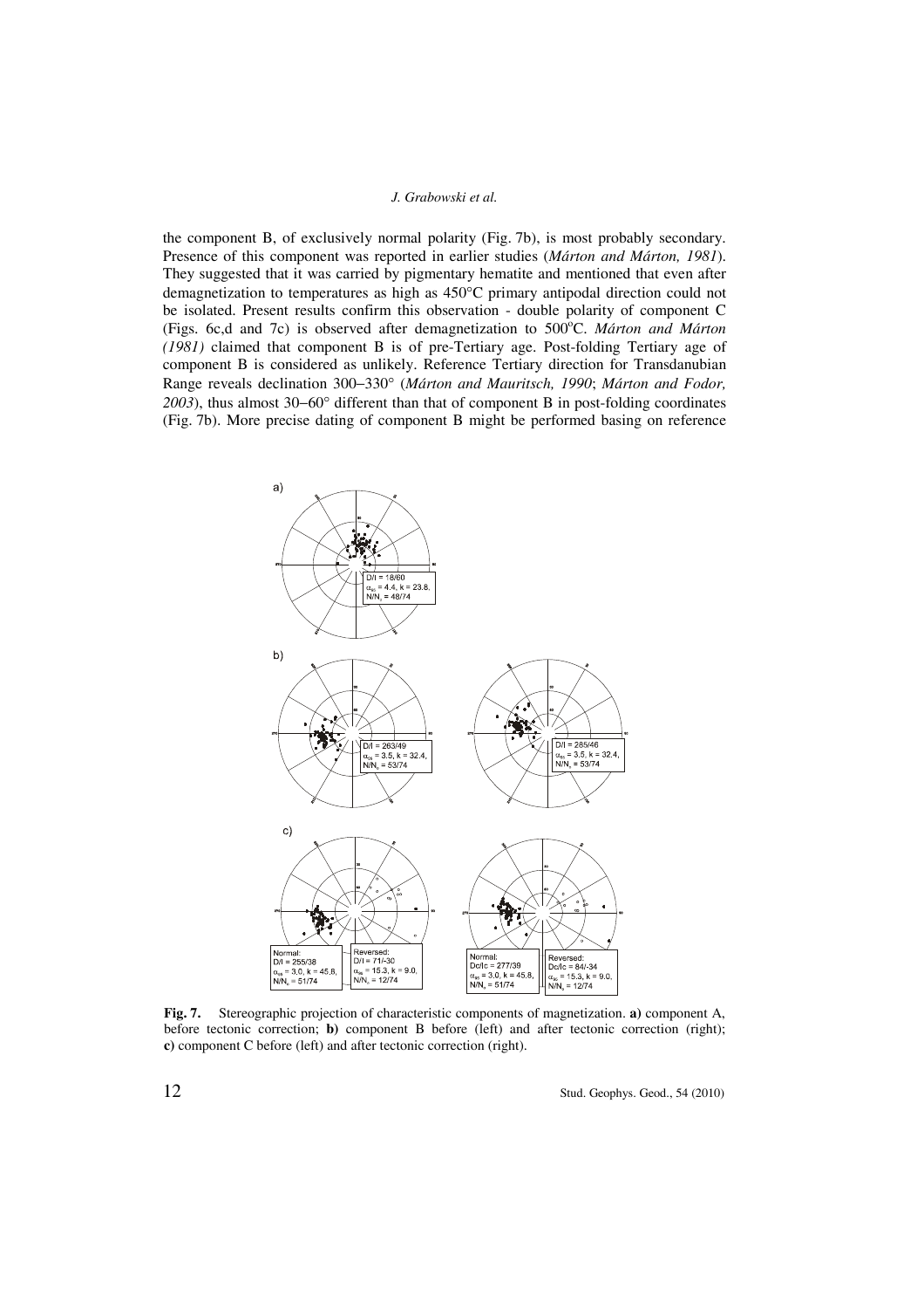the component B, of exclusively normal polarity (Fig. 7b), is most probably secondary. Presence of this component was reported in earlier studies (*Márton and Márton, 1981*). They suggested that it was carried by pigmentary hematite and mentioned that even after demagnetization to temperatures as high as 450°C primary antipodal direction could not be isolated. Present results confirm this observation - double polarity of component C (Figs. 6c,d and 7c) is observed after demagnetization to 500°C. *Márton and Márton (1981)* claimed that component B is of pre-Tertiary age. Post-folding Tertiary age of component B is considered as unlikely. Reference Tertiary direction for Transdanubian Range reveals declination 300−330° (*Márton and Mauritsch, 1990*; *Márton and Fodor, 2003*), thus almost 30−60° different than that of component B in post-folding coordinates (Fig. 7b). More precise dating of component B might be performed basing on reference

**Fig. 7.** Stereographic projection of characteristic components of magnetization. **a)** component A, before tectonic correction; **b)** component B before (left) and after tectonic correction (right); **c)** component C before (left) and after tectonic correction (right).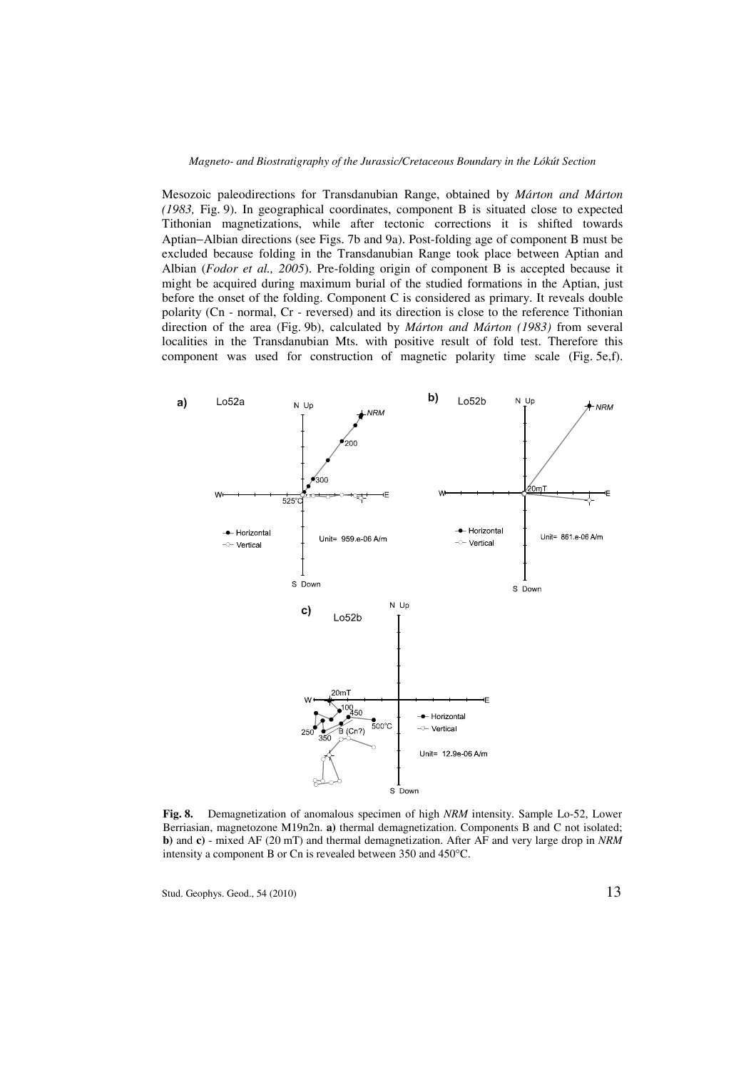Mesozoic paleodirections for Transdanubian Range, obtained by *Márton and Márton (1983,* Fig. 9). In geographical coordinates, component B is situated close to expected Tithonian magnetizations, while after tectonic corrections it is shifted towards Aptian−Albian directions (see Figs. 7b and 9a). Post-folding age of component B must be excluded because folding in the Transdanubian Range took place between Aptian and Albian (*Fodor et al., 2005*). Pre-folding origin of component B is accepted because it might be acquired during maximum burial of the studied formations in the Aptian, just before the onset of the folding. Component C is considered as primary. It reveals double polarity (Cn - normal, Cr - reversed) and its direction is close to the reference Tithonian direction of the area (Fig. 9b), calculated by *Márton and Márton (1983)* from several localities in the Transdanubian Mts. with positive result of fold test. Therefore this component was used for construction of magnetic polarity time scale (Fig. 5e,f).

**Fig. 8.** Demagnetization of anomalous specimen of high *NRM* intensity. Sample Lo-52, Lower Berriasian, magnetozone M19n2n. **a)** thermal demagnetization. Components B and C not isolated; **b)** and **c)** - mixed AF (20 mT) and thermal demagnetization. After AF and very large drop in *NRM* intensity a component B or Cn is revealed between 350 and 450°C.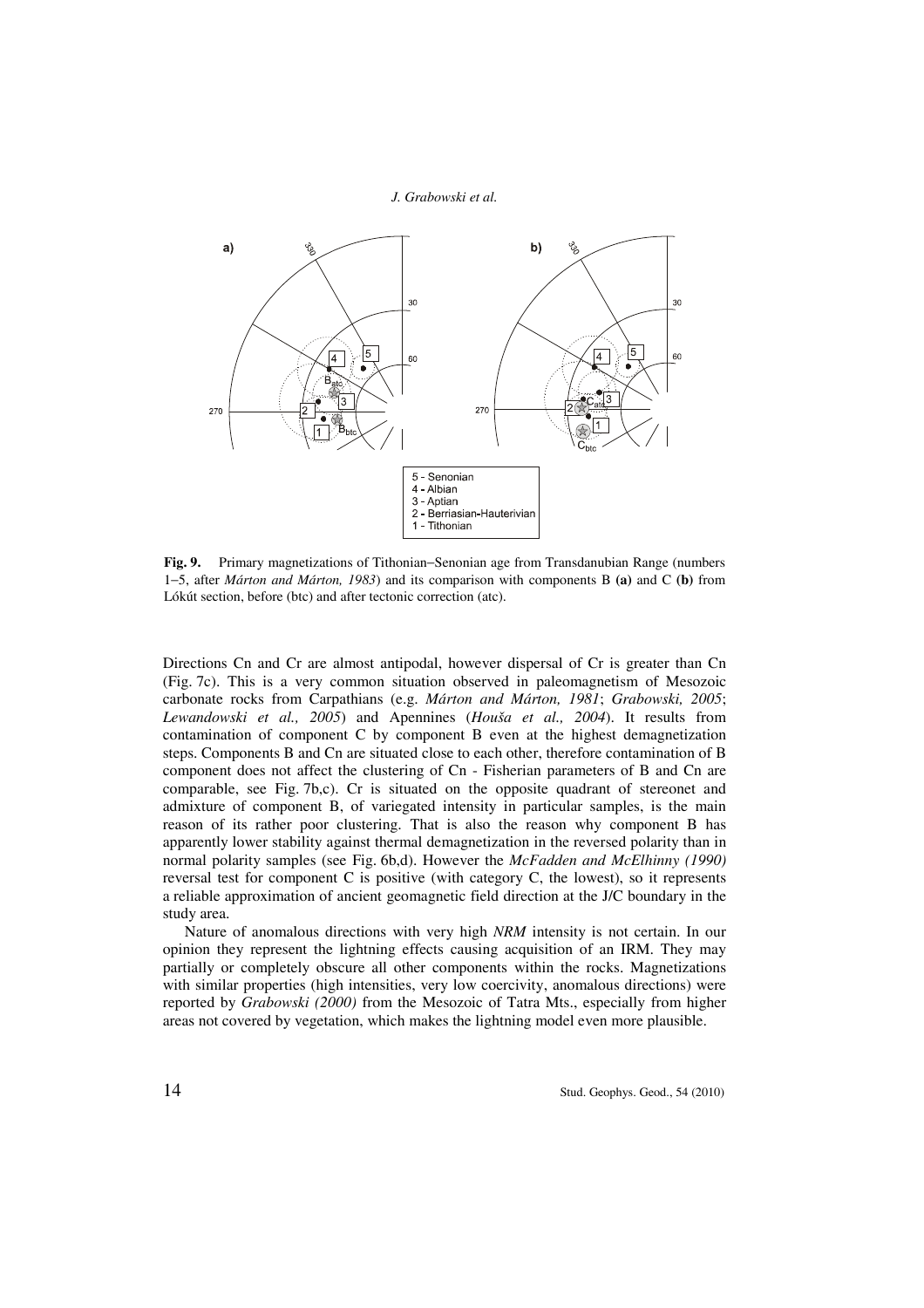**Fig. 9.** Primary magnetizations of Tithonian−Senonian age from Transdanubian Range (numbers 1−5, after *Márton and Márton, 1983*) and its comparison with components B **(a)** and C **(b)** from Lókút section, before (btc) and after tectonic correction (atc).

Directions Cn and Cr are almost antipodal, however dispersal of Cr is greater than Cn (Fig. 7c). This is a very common situation observed in paleomagnetism of Mesozoic carbonate rocks from Carpathians (e.g. *Márton and Márton, 1981*; *Grabowski, 2005*; *Lewandowski et al., 2005*) and Apennines (*Houša et al., 2004*). It results from contamination of component C by component B even at the highest demagnetization steps. Components B and Cn are situated close to each other, therefore contamination of B component does not affect the clustering of Cn - Fisherian parameters of B and Cn are comparable, see Fig. 7b,c). Cr is situated on the opposite quadrant of stereonet and admixture of component B, of variegated intensity in particular samples, is the main reason of its rather poor clustering. That is also the reason why component B has apparently lower stability against thermal demagnetization in the reversed polarity than in normal polarity samples (see Fig. 6b,d). However the *McFadden and McElhinny (1990)* reversal test for component C is positive (with category C, the lowest), so it represents a reliable approximation of ancient geomagnetic field direction at the J/C boundary in the study area.

Nature of anomalous directions with very high *NRM* intensity is not certain. In our opinion they represent the lightning effects causing acquisition of an IRM. They may partially or completely obscure all other components within the rocks. Magnetizations with similar properties (high intensities, very low coercivity, anomalous directions) were reported by *Grabowski (2000)* from the Mesozoic of Tatra Mts., especially from higher areas not covered by vegetation, which makes the lightning model even more plausible.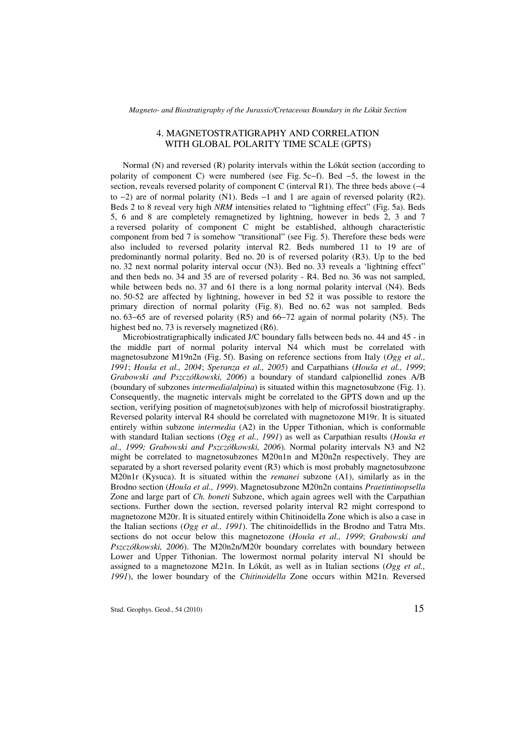## 4. MAGNETOSTRATIGRAPHY AND CORRELATION WITH GLOBAL POLARITY TIME SCALE (GPTS)

Normal (N) and reversed (R) polarity intervals within the Lókút section (according to polarity of component C) were numbered (see Fig. 5c−f). Bed −5, the lowest in the section, reveals reversed polarity of component C (interval R1). The three beds above (−4 to −2) are of normal polarity (N1). Beds −1 and 1 are again of reversed polarity (R2). Beds 2 to 8 reveal very high *NRM* intensities related to "lightning effect" (Fig. 5a). Beds 5, 6 and 8 are completely remagnetized by lightning, however in beds 2, 3 and 7 a reversed polarity of component C might be established, although characteristic component from bed 7 is somehow "transitional" (see Fig. 5). Therefore these beds were also included to reversed polarity interval R2. Beds numbered 11 to 19 are of predominantly normal polarity. Bed no. 20 is of reversed polarity (R3). Up to the bed no. 32 next normal polarity interval occur (N3). Bed no. 33 reveals a 'lightning effect" and then beds no. 34 and 35 are of reversed polarity - R4. Bed no. 36 was not sampled, while between beds no. 37 and 61 there is a long normal polarity interval (N4). Beds no. 50-52 are affected by lightning, however in bed 52 it was possible to restore the primary direction of normal polarity (Fig. 8). Bed no. 62 was not sampled. Beds no. 63−65 are of reversed polarity (R5) and 66−72 again of normal polarity (N5). The highest bed no. 73 is reversely magnetized (R6).

Microbiostratigraphically indicated J/C boundary falls between beds no. 44 and 45 - in the middle part of normal polarity interval N4 which must be correlated with magnetosubzone M19n2n (Fig. 5f). Basing on reference sections from Italy (*Ogg et al., 1991*; *Houša et al., 2004*; *Speranza et al., 2005*) and Carpathians (*Houša et al., 1999*; *Grabowski and Pszczółkowski, 2006*) a boundary of standard calpionellid zones A/B (boundary of subzones *intermedia*/*alpina*) is situated within this magnetosubzone (Fig. 1). Consequently, the magnetic intervals might be correlated to the GPTS down and up the section, verifying position of magneto(sub)zones with help of microfossil biostratigraphy. Reversed polarity interval R4 should be correlated with magnetozone M19r. It is situated entirely within subzone *intermedia* (A2) in the Upper Tithonian, which is conformable with standard Italian sections (*Ogg et al., 1991*) as well as Carpathian results (*Houša et al., 1999; Grabowski and Pszczółkowski, 2006*). Normal polarity intervals N3 and N2 might be correlated to magnetosubzones M20n1n and M20n2n respectively. They are separated by a short reversed polarity event (R3) which is most probably magnetosubzone M20n1r (Kysuca). It is situated within the *remanei* subzone (A1), similarly as in the Brodno section (*Houša et al., 1999*). Magnetosubzone M20n2n contains *Praetintinopsella* Zone and large part of *Ch. boneti* Subzone, which again agrees well with the Carpathian sections. Further down the section, reversed polarity interval R2 might correspond to magnetozone M20r. It is situated entirely within Chitinoidella Zone which is also a case in the Italian sections (*Ogg et al., 1991*). The chitinoidellids in the Brodno and Tatra Mts. sections do not occur below this magnetozone (*Houša et al., 1999*; *Grabowski and Pszczółkowski, 2006*). The M20n2n/M20r boundary correlates with boundary between Lower and Upper Tithonian. The lowermost normal polarity interval N1 should be assigned to a magnetozone M21n. In Lókút, as well as in Italian sections (*Ogg et al., 1991*), the lower boundary of the *Chitinoidella* Zone occurs within M21n. Reversed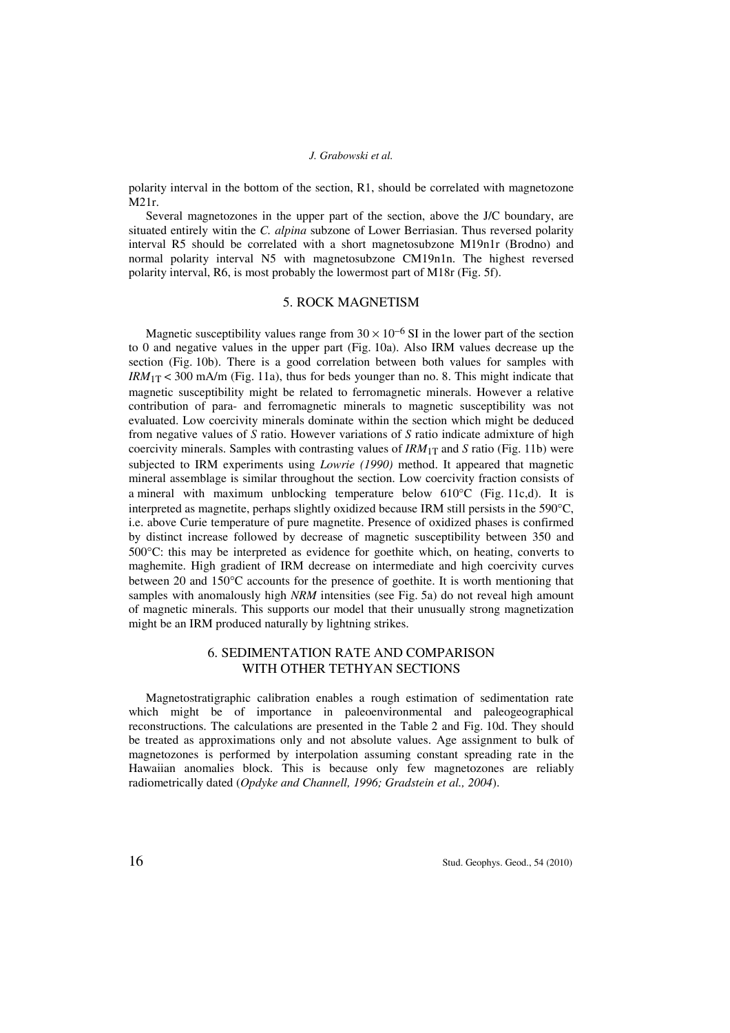polarity interval in the bottom of the section, R1, should be correlated with magnetozone M21r.

Several magnetozones in the upper part of the section, above the J/C boundary, are situated entirely witin the *C. alpina* subzone of Lower Berriasian. Thus reversed polarity interval R5 should be correlated with a short magnetosubzone M19n1r (Brodno) and normal polarity interval N5 with magnetosubzone CM19n1n. The highest reversed polarity interval, R6, is most probably the lowermost part of M18r (Fig. 5f).

## 5. ROCK MAGNETISM

Magnetic susceptibility values range from $30 \times 10^{-6}$ SI in the lower part of the section to 0 and negative values in the upper part (Fig. 10a). Also IRM values decrease up the section (Fig. 10b). There is a good correlation between both values for samples with $IRM_{1T} < 300$ mA/m (Fig. 11a), thus for beds younger than no. 8. This might indicate that magnetic susceptibility might be related to ferromagnetic minerals. However a relative contribution of para- and ferromagnetic minerals to magnetic susceptibility was not evaluated. Low coercivity minerals dominate within the section which might be deduced from negative values of *S* ratio. However variations of *S* ratio indicate admixture of high coercivity minerals. Samples with contrasting values of $IRM_{1T}$ and *S* ratio (Fig. 11b) were subjected to IRM experiments using *Lowrie (1990)* method. It appeared that magnetic mineral assemblage is similar throughout the section. Low coercivity fraction consists of a mineral with maximum unblocking temperature below 610°C (Fig. 11c,d). It is interpreted as magnetite, perhaps slightly oxidized because IRM still persists in the 590°C, i.e. above Curie temperature of pure magnetite. Presence of oxidized phases is confirmed by distinct increase followed by decrease of magnetic susceptibility between 350 and 500°C: this may be interpreted as evidence for goethite which, on heating, converts to maghemite. High gradient of IRM decrease on intermediate and high coercivity curves between 20 and 150°C accounts for the presence of goethite. It is worth mentioning that samples with anomalously high *NRM* intensities (see Fig. 5a) do not reveal high amount of magnetic minerals. This supports our model that their unusually strong magnetization might be an IRM produced naturally by lightning strikes.

## 6. SEDIMENTATION RATE AND COMPARISON WITH OTHER TETHYAN SECTIONS

Magnetostratigraphic calibration enables a rough estimation of sedimentation rate which might be of importance in paleoenvironmental and paleogeographical reconstructions. The calculations are presented in the Table 2 and Fig. 10d. They should be treated as approximations only and not absolute values. Age assignment to bulk of magnetozones is performed by interpolation assuming constant spreading rate in the Hawaiian anomalies block. This is because only few magnetozones are reliably radiometrically dated (*Opdyke and Channell, 1996; Gradstein et al., 2004*).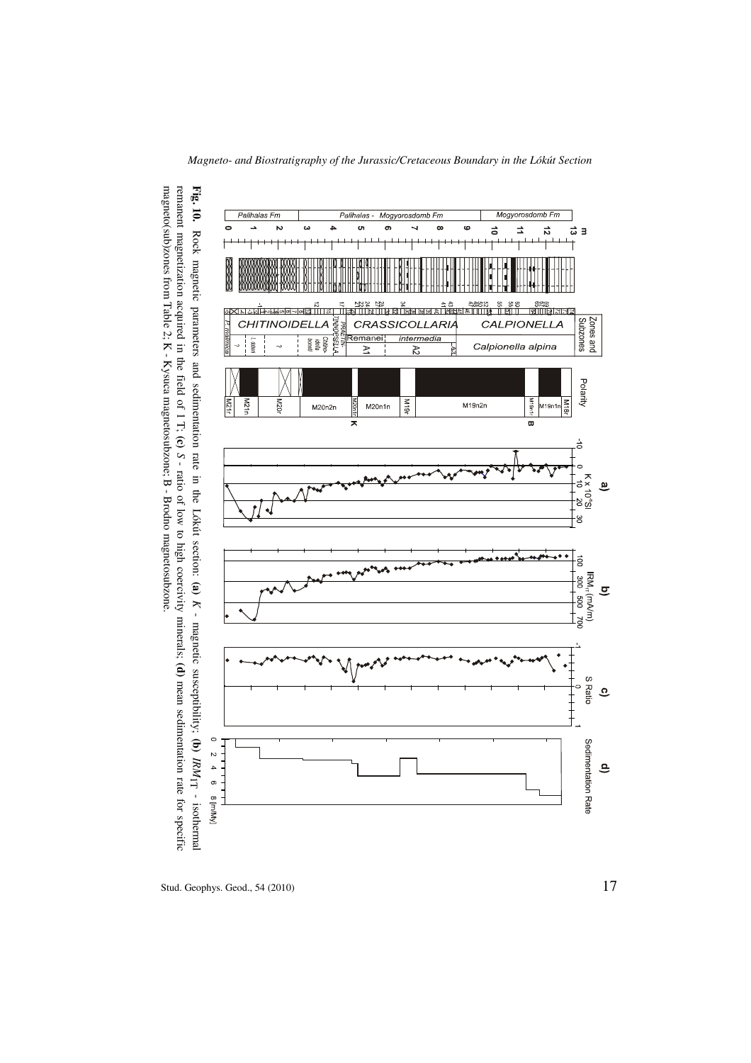**Fig. 10.** Rock magnetic parameters and sedimentation rate in the Lókút section: **(a)** $K$ - magnetic susceptibility; **(b)** $IRM_{1T}$ - isothermal remanent magnetization acquired in the field of 1 T; **(c)** $S$ - ratio of low to high coercivity minerals; **(d)** mean sedimentation rate for specific magneto(subzones from Table 2; K - Kysuca magnetosubzone; B - Brodno magnetosubzone.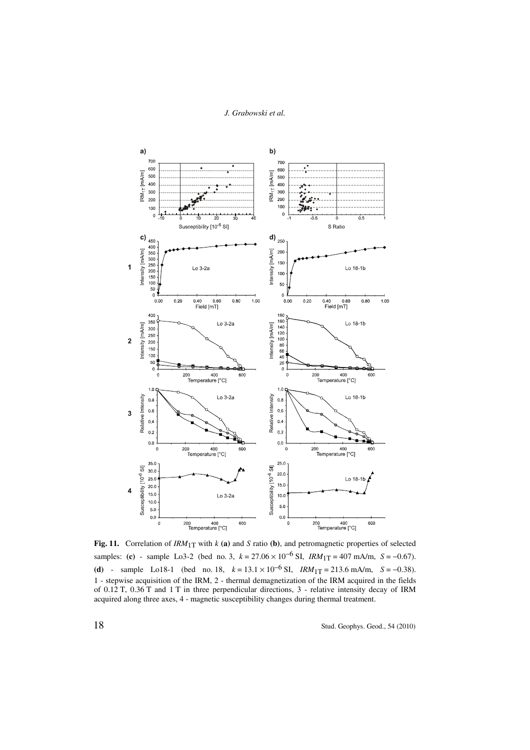**Fig. 11.** Correlation of $IRM_{1T}$ with $k$ **(a)** and $S$ ratio **(b)**, and petromagnetic properties of selected samples: **(c)** - sample Lo3-2 (bed no. 3, $k = 27.06 \times 10^{-6}$ SI, $IRM_{1T} = 407$ mA/m, $S = -0.67$). **(d)** - sample Lo18-1 (bed no. 18, $k = 13.1 \times 10^{-6}$ SI, $IRM_{1T} = 213.6$ mA/m, $S = -0.38$). 1 - stepwise acquisition of the IRM, 2 - thermal demagnetization of the IRM acquired in the fields of 0.12 T, 0.36 T and 1 T in three perpendicular directions, 3 - relative intensity decay of IRM acquired along three axes, 4 - magnetic susceptibility changes during thermal treatment.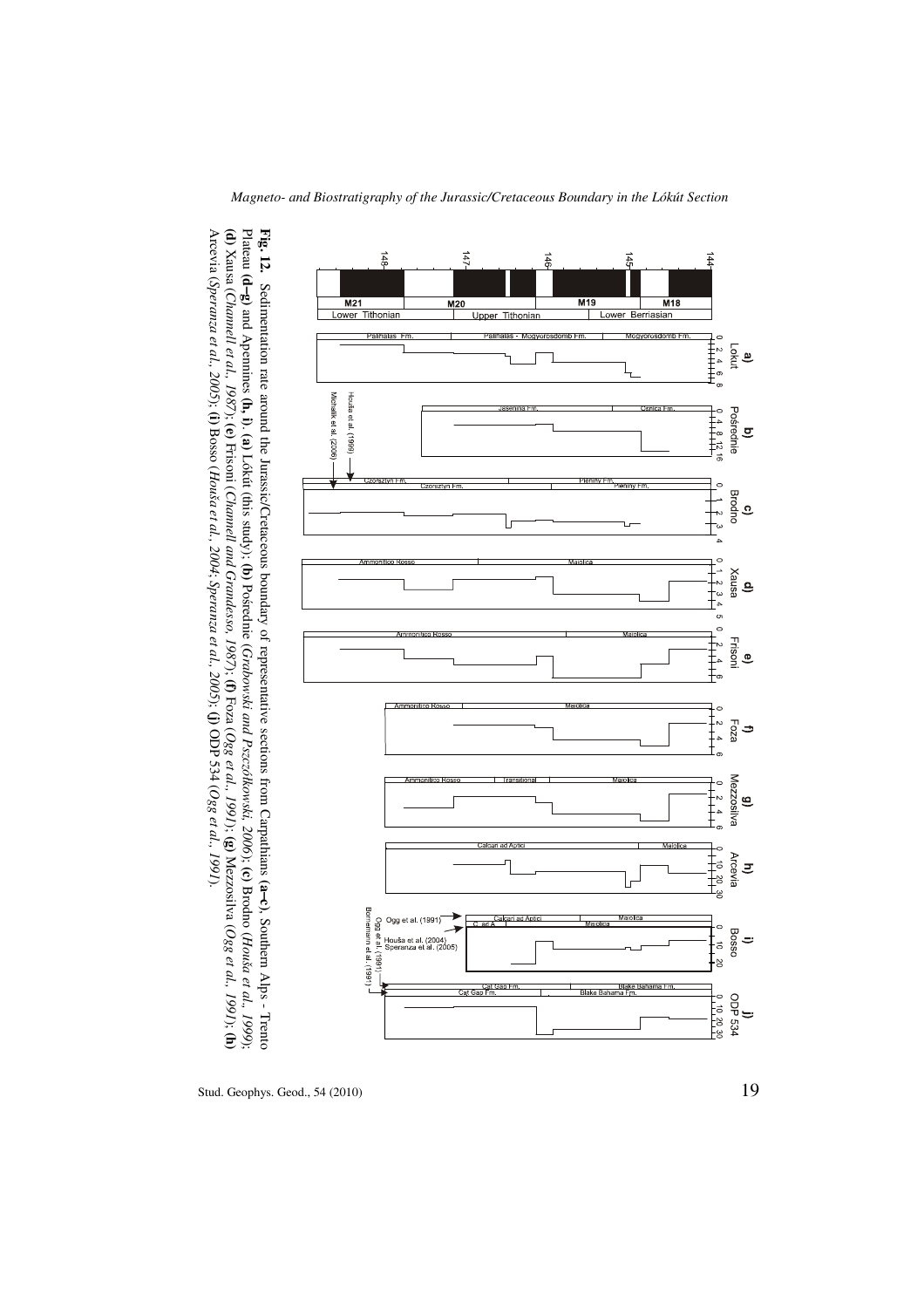**Fig. 12.** Sedimentation rate around the Jurassic/Cretaceous boundary of representative sections from Carpathians **(a–c)**, Southern Alps - Trento Plateau **(d–g)** and Apennines **(h, i)**. **(a)** Lókút (this study); **(b)** Pośrednie (*Grabowski and Pszczółkowski, 2006*); **(c)** Brodno (*Houša et al., 1999*); **(d)** Xausa (*Channell et al., 1987*); **(e)** Frisoni (*Channell and Grandesso, 1987*); **(f)** Foza (*Ogg et al., 1991*); **(g)** Mezzosilva (*Ogg et al., 1991*); **(h)** Arcevia (*Speranza et al., 2005*); **(i)** Bosso (*Houša et al., 2004; Speranza et al., 2005*); **(j)** ODP 534 (*Ogg et al., 1991*).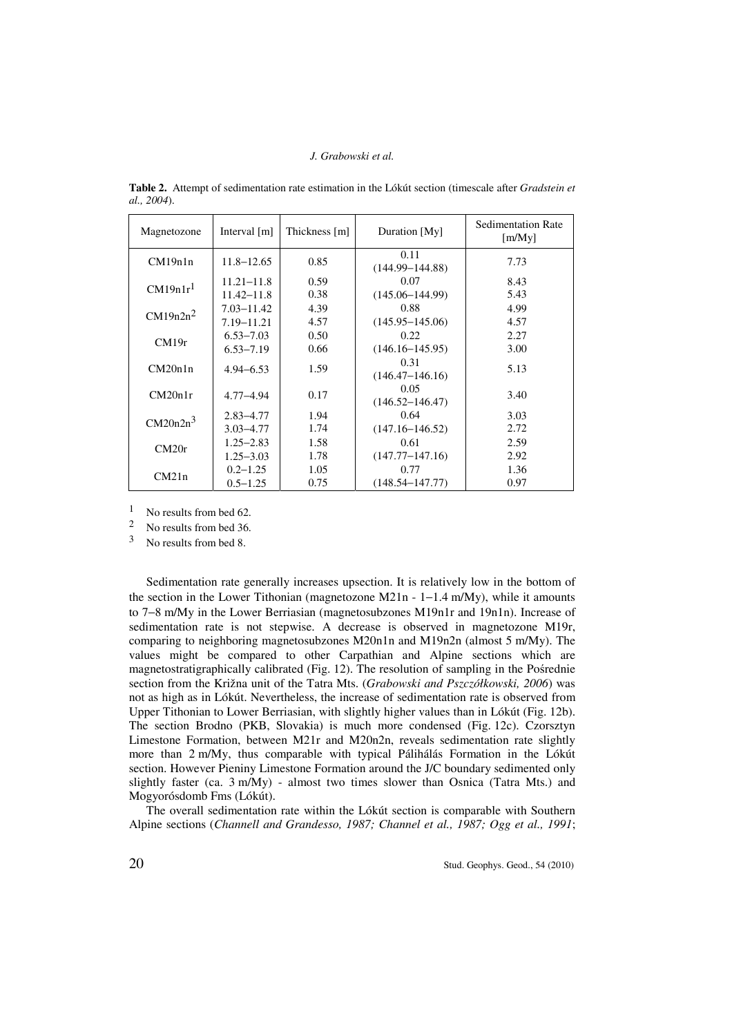**Table 2.** Attempt of sedimentation rate estimation in the Lókút section (timescale after *Gradstein et al., 2004*).

| Magnetozone | Interval [m] | Thickness [m] | Duration [My] | Sedimentation Rate [m/My] |
|---|---|---|---|---|
| CM19n1n | 11.8–12.65 | 0.85 | 0.11 (144.99–144.88) | 7.73 |
| CM19n1r[1] | 11.21–11.8<br>11.42–11.8 | 0.59<br>0.38 | 0.07 (145.06–144.99) | 8.43<br>5.43 |
| CM19n2n[2] | 7.03–11.42<br>7.19–11.21 | 4.39<br>4.57 | 0.88 (145.95–145.06) | 4.99<br>4.57 |
| CM19r | 6.53–7.03<br>6.53–7.19 | 0.50<br>0.66 | 0.22 (146.16–145.95) | 2.27<br>3.00 |
| CM20n1n | 4.94–6.53 | 1.59 | 0.31 (146.47–146.16) | 5.13 |
| CM20n1r | 4.77–4.94 | 0.17 | 0.05 (146.52–146.47) | 3.40 |
| CM20n2n[3] | 2.83–4.77<br>3.03–4.77 | 1.94<br>1.74 | 0.64 (147.16–146.52) | 3.03<br>2.72 |
| CM20r | 1.25–2.83<br>1.25–3.03 | 1.58<br>1.78 | 0.61 (147.77–147.16) | 2.59<br>2.92 |
| CM21n | 0.2–1.25<br>0.5–1.25 | 1.05<br>0.75 | 0.77 (148.54–147.77) | 1.36<br>0.97 |

[1] No results from bed 62.
[2] No results from bed 36.
[3] No results from bed 8.

Sedimentation rate generally increases upsection. It is relatively low in the bottom of the section in the Lower Tithonian (magnetozone M21n - 1–1.4 m/My), while it amounts to 7–8 m/My in the Lower Berriasian (magnetosubzones M19n1r and 19n1n). Increase of sedimentation rate is not stepwise. A decrease is observed in magnetozone M19r, comparing to neighboring magnetosubzones M20n1n and M19n2n (almost 5 m/My). The values might be compared to other Carpathian and Alpine sections which are magnetostratigraphically calibrated (Fig. 12). The resolution of sampling in the Pośrednie section from the Križna unit of the Tatra Mts. (*Grabowski and Pszczółkowski, 2006*) was not as high as in Lókút. Nevertheless, the increase of sedimentation rate is observed from Upper Tithonian to Lower Berriasian, with slightly higher values than in Lókút (Fig. 12b). The section Brodno (PKB, Slovakia) is much more condensed (Fig. 12c). Czorsztyn Limestone Formation, between M21r and M20n2n, reveals sedimentation rate slightly more than 2 m/My, thus comparable with typical Pálihálás Formation in the Lókút section. However Pieniny Limestone Formation around the J/C boundary sedimented only slightly faster (ca. 3 m/My) - almost two times slower than Osnica (Tatra Mts.) and Mogyorósdomb Fms (Lókút).

The overall sedimentation rate within the Lókút section is comparable with Southern Alpine sections (*Channell and Grandesso, 1987; Channel et al., 1987; Ogg et al., 1991*;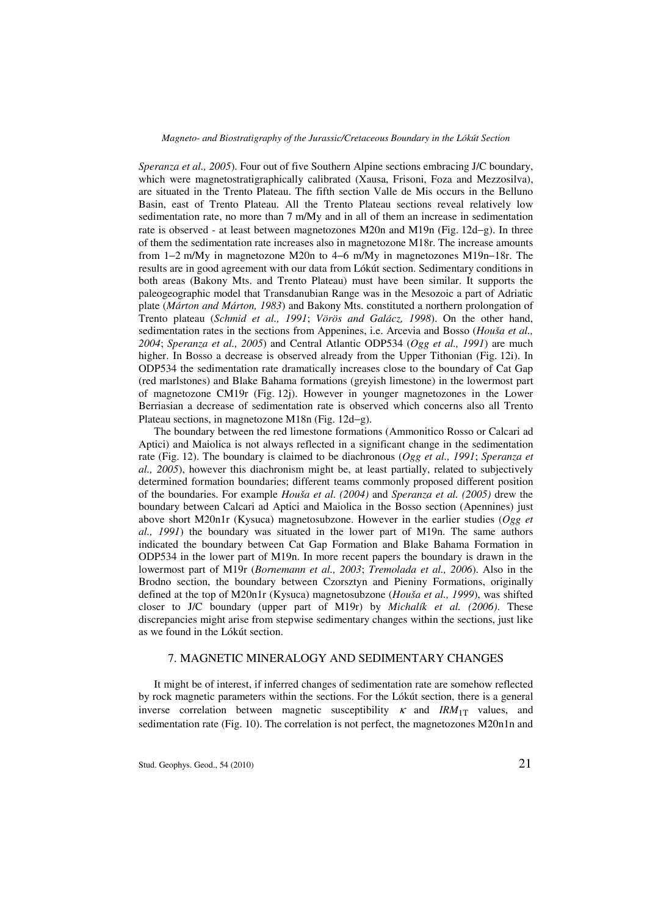*Speranza et al., 2005*). Four out of five Southern Alpine sections embracing J/C boundary, which were magnetostratigraphically calibrated (Xausa, Frisoni, Foza and Mezzosilva), are situated in the Trento Plateau. The fifth section Valle de Mis occurs in the Belluno Basin, east of Trento Plateau. All the Trento Plateau sections reveal relatively low sedimentation rate, no more than 7 m/My and in all of them an increase in sedimentation rate is observed - at least between magnetozones M20n and M19n (Fig. 12d–g). In three of them the sedimentation rate increases also in magnetozone M18r. The increase amounts from 1–2 m/My in magnetozone M20n to 4–6 m/My in magnetozones M19n–18r. The results are in good agreement with our data from Lókút section. Sedimentary conditions in both areas (Bakony Mts. and Trento Plateau) must have been similar. It supports the paleogeographic model that Transdanubian Range was in the Mesozoic a part of Adriatic plate (*Márton and Márton, 1983*) and Bakony Mts. constituted a northern prolongation of Trento plateau (*Schmid et al., 1991*; *Vörös and Galácz, 1998*). On the other hand, sedimentation rates in the sections from Appenines, i.e. Arcevia and Bosso (*Houša et al., 2004*; *Speranza et al., 2005*) and Central Atlantic ODP534 (*Ogg et al., 1991*) are much higher. In Bosso a decrease is observed already from the Upper Tithonian (Fig. 12i). In ODP534 the sedimentation rate dramatically increases close to the boundary of Cat Gap (red marlstones) and Blake Bahama formations (greyish limestone) in the lowermost part of magnetozone CM19r (Fig. 12j). However in younger magnetozones in the Lower Berriasian a decrease of sedimentation rate is observed which concerns also all Trento Plateau sections, in magnetozone M18n (Fig. 12d–g).

The boundary between the red limestone formations (Ammonitico Rosso or Calcari ad Aptici) and Maiolica is not always reflected in a significant change in the sedimentation rate (Fig. 12). The boundary is claimed to be diachronous (*Ogg et al., 1991*; *Speranza et al., 2005*), however this diachronism might be, at least partially, related to subjectively determined formation boundaries; different teams commonly proposed different position of the boundaries. For example *Houša et al. (2004)* and *Speranza et al. (2005)* drew the boundary between Calcari ad Aptici and Maiolica in the Bosso section (Apennines) just above short M20n1r (Kysuca) magnetosubzone. However in the earlier studies (*Ogg et al., 1991*) the boundary was situated in the lower part of M19n. The same authors indicated the boundary between Cat Gap Formation and Blake Bahama Formation in ODP534 in the lower part of M19n. In more recent papers the boundary is drawn in the lowermost part of M19r (*Bornemann et al., 2003*; *Tremolada et al., 2006*). Also in the Brodno section, the boundary between Czorsztyn and Pieniny Formations, originally defined at the top of M20n1r (Kysuca) magnetosubzone (*Houša et al., 1999*), was shifted closer to J/C boundary (upper part of M19r) by *Michalík et al. (2006)*. These discrepancies might arise from stepwise sedimentary changes within the sections, just like as we found in the Lókút section.

## 7. MAGNETIC MINERALOGY AND SEDIMENTARY CHANGES

It might be of interest, if inferred changes of sedimentation rate are somehow reflected by rock magnetic parameters within the sections. For the Lókút section, there is a general inverse correlation between magnetic susceptibility $\kappa$ and $IRM_{1T}$ values, and sedimentation rate (Fig. 10). The correlation is not perfect, the magnetozones M20n1n and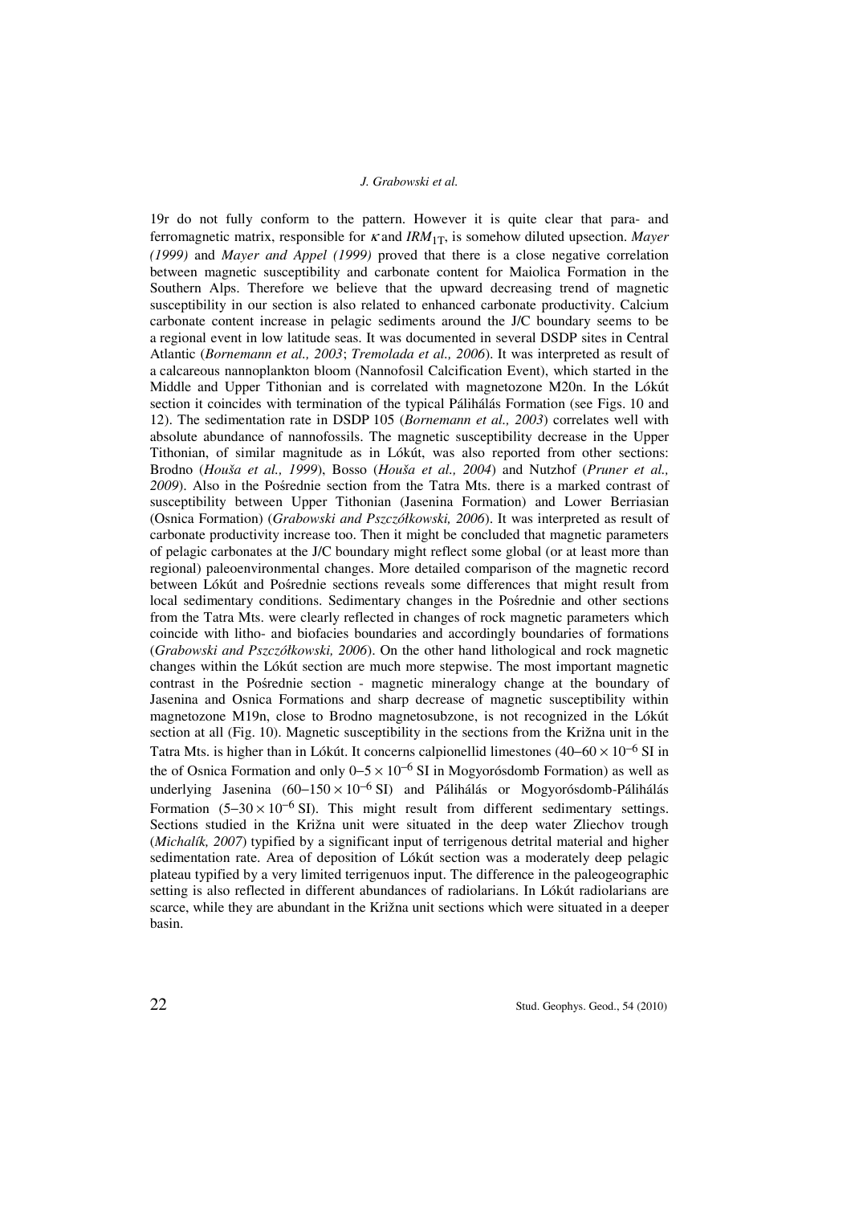19r do not fully conform to the pattern. However it is quite clear that para- and ferromagnetic matrix, responsible for $\kappa$ and $IRM_{1T}$, is somehow diluted upsection. *Mayer (1999)* and *Mayer and Appel (1999)* proved that there is a close negative correlation between magnetic susceptibility and carbonate content for Maiolica Formation in the Southern Alps. Therefore we believe that the upward decreasing trend of magnetic susceptibility in our section is also related to enhanced carbonate productivity. Calcium carbonate content increase in pelagic sediments around the J/C boundary seems to be a regional event in low latitude seas. It was documented in several DSDP sites in Central Atlantic (*Bornemann et al., 2003*; *Tremolada et al., 2006*). It was interpreted as result of a calcareous nannoplankton bloom (Nannofosil Calcification Event), which started in the Middle and Upper Tithonian and is correlated with magnetozone M20n. In the Lókút section it coincides with termination of the typical Pálihálás Formation (see Figs. 10 and 12). The sedimentation rate in DSDP 105 (*Bornemann et al., 2003*) correlates well with absolute abundance of nannofossils. The magnetic susceptibility decrease in the Upper Tithonian, of similar magnitude as in Lókút, was also reported from other sections: Brodno (*Houša et al., 1999*), Bosso (*Houša et al., 2004*) and Nutzhof (*Pruner et al., 2009*). Also in the Pośrednie section from the Tatra Mts. there is a marked contrast of susceptibility between Upper Tithonian (Jasenina Formation) and Lower Berriasian (Osnica Formation) (*Grabowski and Pszczółkowski, 2006*). It was interpreted as result of carbonate productivity increase too. Then it might be concluded that magnetic parameters of pelagic carbonates at the J/C boundary might reflect some global (or at least more than regional) paleoenvironmental changes. More detailed comparison of the magnetic record between Lókút and Pośrednie sections reveals some differences that might result from local sedimentary conditions. Sedimentary changes in the Pośrednie and other sections from the Tatra Mts. were clearly reflected in changes of rock magnetic parameters which coincide with litho- and biofacies boundaries and accordingly boundaries of formations (*Grabowski and Pszczółkowski, 2006*). On the other hand lithological and rock magnetic changes within the Lókút section are much more stepwise. The most important magnetic contrast in the Pośrednie section - magnetic mineralogy change at the boundary of Jasenina and Osnica Formations and sharp decrease of magnetic susceptibility within magnetozone M19n, close to Brodno magnetosubzone, is not recognized in the Lókút section at all (Fig. 10). Magnetic susceptibility in the sections from the Križna unit in the Tatra Mts. is higher than in Lókút. It concerns calpionellid limestones ($40–60 \times 10^{-6}$ SI in the of Osnica Formation and only $0–5 \times 10^{-6}$ SI in Mogyorósdomb Formation) as well as underlying Jasenina ($60–150 \times 10^{-6}$ SI) and Pálihálás or Mogyorósdomb-Pálihálás Formation ($5–30 \times 10^{-6}$ SI). This might result from different sedimentary settings. Sections studied in the Križna unit were situated in the deep water Zliechov trough (*Michalík, 2007*) typified by a significant input of terrigenous detrital material and higher sedimentation rate. Area of deposition of Lókút section was a moderately deep pelagic plateau typified by a very limited terrigenuos input. The difference in the paleogeographic setting is also reflected in different abundances of radiolarians. In Lókút radiolarians are scarce, while they are abundant in the Križna unit sections which were situated in a deeper basin.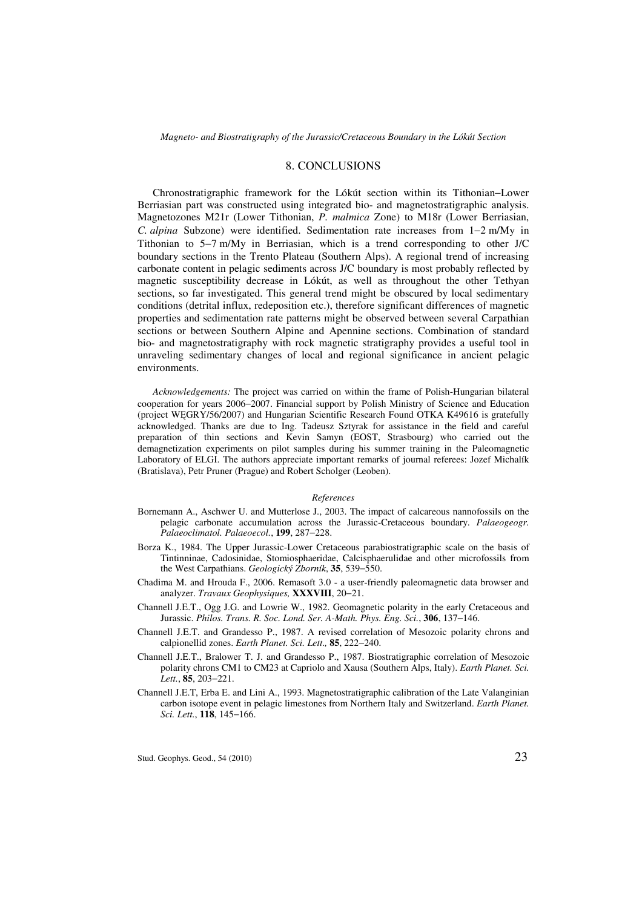## 8. CONCLUSIONS

Chronostratigraphic framework for the Lókút section within its Tithonian–Lower Berriasian part was constructed using integrated bio- and magnetostratigraphic analysis. Magnetozones M21r (Lower Tithonian, *P. malmica* Zone) to M18r (Lower Berriasian, *C. alpina* Subzone) were identified. Sedimentation rate increases from 1–2 m/My in Tithonian to 5–7 m/My in Berriasian, which is a trend corresponding to other J/C boundary sections in the Trento Plateau (Southern Alps). A regional trend of increasing carbonate content in pelagic sediments across J/C boundary is most probably reflected by magnetic susceptibility decrease in Lókút, as well as throughout the other Tethyan sections, so far investigated. This general trend might be obscured by local sedimentary conditions (detrital influx, redeposition etc.), therefore significant differences of magnetic properties and sedimentation rate patterns might be observed between several Carpathian sections or between Southern Alpine and Apennine sections. Combination of standard bio- and magnetostratigraphy with rock magnetic stratigraphy provides a useful tool in unraveling sedimentary changes of local and regional significance in ancient pelagic environments.

*Acknowledgements:* The project was carried on within the frame of Polish-Hungarian bilateral cooperation for years 2006–2007. Financial support by Polish Ministry of Science and Education (project WĘGRY/56/2007) and Hungarian Scientific Research Found OTKA K49616 is gratefully acknowledged. Thanks are due to Ing. Tadeusz Sztyrak for assistance in the field and careful preparation of thin sections and Kevin Samyn (EOST, Strasbourg) who carried out the demagnetization experiments on pilot samples during his summer training in the Paleomagnetic Laboratory of ELGI. The authors appreciate important remarks of journal referees: Jozef Michalík (Bratislava), Petr Pruner (Prague) and Robert Scholger (Leoben).

### References

Bornemann A., Aschwer U. and Mutterlose J., 2003. The impact of calcareous nannofossils on the pelagic carbonate accumulation across the Jurassic-Cretaceous boundary. *Palaeogeogr. Palaeoclimatol. Palaeoecol.*, **199**, 287–228.

Borza K., 1984. The Upper Jurassic-Lower Cretaceous parabiostratigraphic scale on the basis of Tintinninae, Cadosinidae, Stomiosphaeridae, Calcisphaerulidae and other microfossils from the West Carpathians. *Geologický Zborník*, **35**, 539–550.

Chadima M. and Hrouda F., 2006. Remasoft 3.0 - a user-friendly paleomagnetic data browser and analyzer. *Travaux Geophysiques,* **XXXVIII**, 20–21.

Channell J.E.T., Ogg J.G. and Lowrie W., 1982. Geomagnetic polarity in the early Cretaceous and Jurassic. *Philos. Trans. R. Soc. Lond. Ser. A-Math. Phys. Eng. Sci.*, **306**, 137–146.

Channell J.E.T. and Grandesso P., 1987. A revised correlation of Mesozoic polarity chrons and calpionellid zones. *Earth Planet. Sci. Lett.,* **85**, 222–240.

Channell J.E.T., Bralower T. J. and Grandesso P., 1987. Biostratigraphic correlation of Mesozoic polarity chrons CM1 to CM23 at Capriolo and Xausa (Southern Alps, Italy). *Earth Planet. Sci. Lett.*, **85**, 203–221.

Channell J.E.T, Erba E. and Lini A., 1993. Magnetostratigraphic calibration of the Late Valanginian carbon isotope event in pelagic limestones from Northern Italy and Switzerland. *Earth Planet. Sci. Lett.*, **118**, 145–166.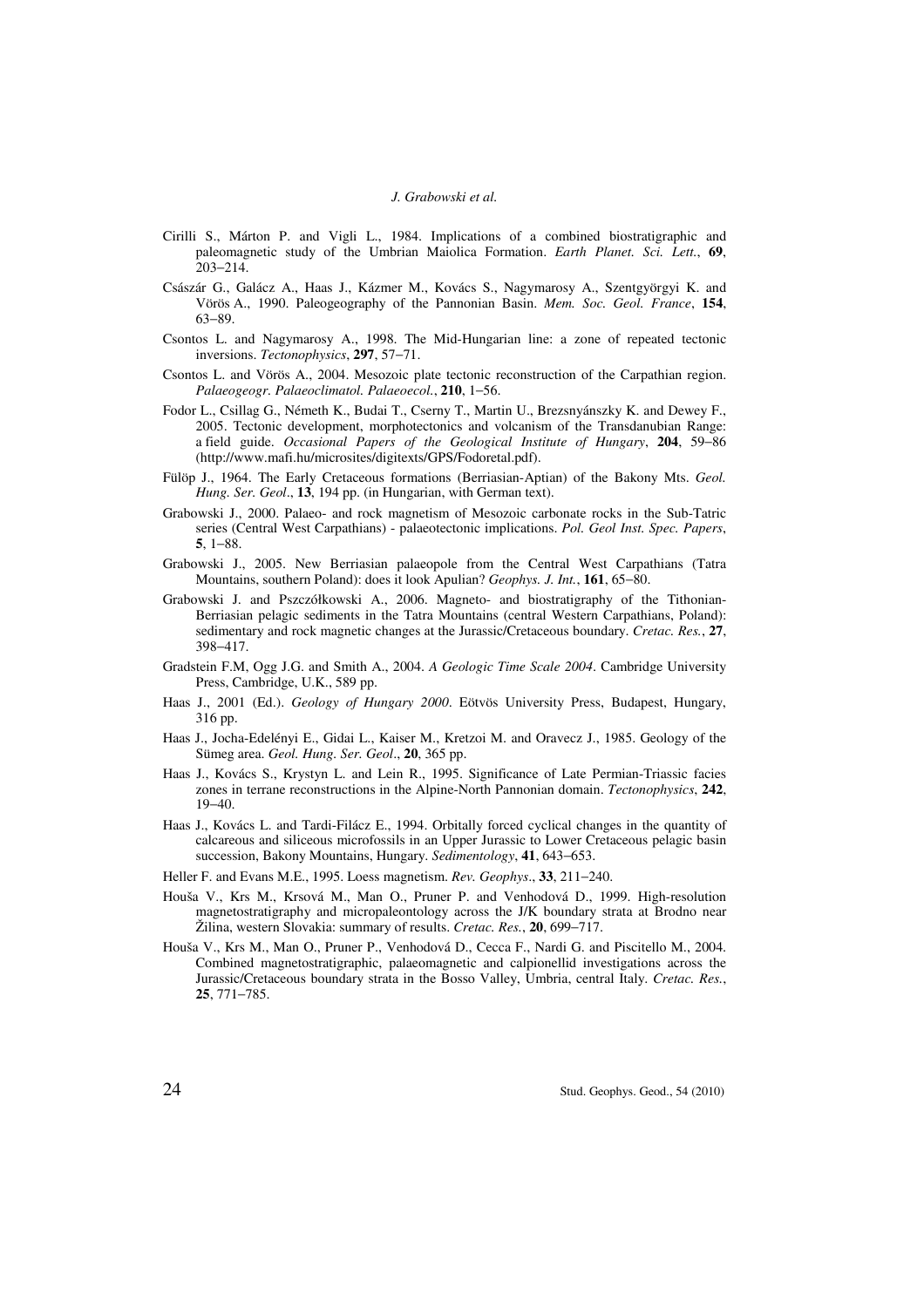Cirilli S., Márton P. and Vigli L., 1984. Implications of a combined biostratigraphic and paleomagnetic study of the Umbrian Maiolica Formation. *Earth Planet. Sci. Lett.*, **69**, 203−214.

Császár G., Galácz A., Haas J., Kázmer M., Kovács S., Nagymarosy A., Szentgyörgyi K. and Vörös A., 1990. Paleogeography of the Pannonian Basin. *Mem. Soc. Geol. France*, **154**, 63−89.

Csontos L. and Nagymarosy A., 1998. The Mid-Hungarian line: a zone of repeated tectonic inversions. *Tectonophysics*, **297**, 57−71.

Csontos L. and Vörös A., 2004. Mesozoic plate tectonic reconstruction of the Carpathian region. *Palaeogeogr. Palaeoclimatol. Palaeoecol.*, **210**, 1−56.

Fodor L., Csillag G., Németh K., Budai T., Cserny T., Martin U., Brezsnyánszky K. and Dewey F., 2005. Tectonic development, morphotectonics and volcanism of the Transdanubian Range: a field guide. *Occasional Papers of the Geological Institute of Hungary*, **204**, 59−86 (http://www.mafi.hu/microsites/digitexts/GPS/Fodoretal.pdf).

Fülöp J., 1964. The Early Cretaceous formations (Berriasian-Aptian) of the Bakony Mts. *Geol. Hung. Ser. Geol*., **13**, 194 pp. (in Hungarian, with German text).

Grabowski J., 2000. Palaeo- and rock magnetism of Mesozoic carbonate rocks in the Sub-Tatric series (Central West Carpathians) - palaeotectonic implications. *Pol. Geol Inst. Spec. Papers*, **5**, 1−88.

Grabowski J., 2005. New Berriasian palaeopole from the Central West Carpathians (Tatra Mountains, southern Poland): does it look Apulian? *Geophys. J. Int.*, **161**, 65−80.

Grabowski J. and Pszczółkowski A., 2006. Magneto- and biostratigraphy of the Tithonian-Berriasian pelagic sediments in the Tatra Mountains (central Western Carpathians, Poland): sedimentary and rock magnetic changes at the Jurassic/Cretaceous boundary. *Cretac. Res.*, **27**, 398−417.

Gradstein F.M, Ogg J.G. and Smith A., 2004. *A Geologic Time Scale 2004*. Cambridge University Press, Cambridge, U.K., 589 pp.

Haas J., 2001 (Ed.). *Geology of Hungary 2000*. Eötvös University Press, Budapest, Hungary, 316 pp.

Haas J., Jocha-Edelényi E., Gidai L., Kaiser M., Kretzoi M. and Oravecz J., 1985. Geology of the Sümeg area. *Geol. Hung. Ser. Geol*., **20**, 365 pp.

Haas J., Kovács S., Krystyn L. and Lein R., 1995. Significance of Late Permian-Triassic facies zones in terrane reconstructions in the Alpine-North Pannonian domain. *Tectonophysics*, **242**, 19−40.

Haas J., Kovács L. and Tardi-Filácz E., 1994. Orbitally forced cyclical changes in the quantity of calcareous and siliceous microfossils in an Upper Jurassic to Lower Cretaceous pelagic basin succession, Bakony Mountains, Hungary. *Sedimentology*, **41**, 643−653.

Heller F. and Evans M.E., 1995. Loess magnetism. *Rev. Geophys*., **33**, 211−240.

Houša V., Krs M., Krsová M., Man O., Pruner P. and Venhodová D., 1999. High-resolution magnetostratigraphy and micropaleontology across the J/K boundary strata at Brodno near Žilina, western Slovakia: summary of results. *Cretac. Res.*, **20**, 699−717.

Houša V., Krs M., Man O., Pruner P., Venhodová D., Cecca F., Nardi G. and Piscitello M., 2004. Combined magnetostratigraphic, palaeomagnetic and calpionellid investigations across the Jurassic/Cretaceous boundary strata in the Bosso Valley, Umbria, central Italy. *Cretac. Res.*, **25**, 771−785.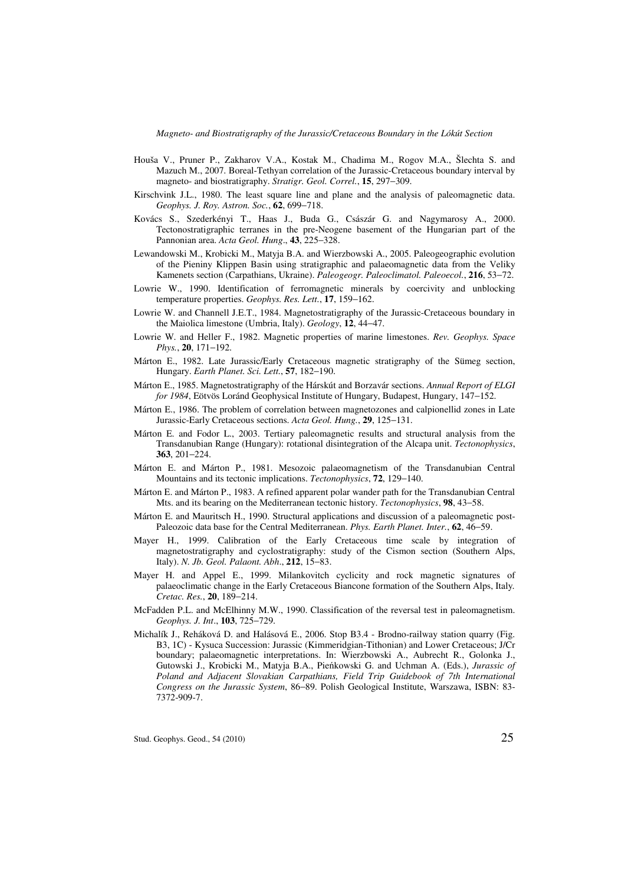Houša V., Pruner P., Zakharov V.A., Kostak M., Chadima M., Rogov M.A., Šlechta S. and Mazuch M., 2007. Boreal-Tethyan correlation of the Jurassic-Cretaceous boundary interval by magneto- and biostratigraphy. *Stratigr. Geol. Correl.*, **15**, 297−309.

Kirschvink J.L., 1980. The least square line and plane and the analysis of paleomagnetic data. *Geophys. J. Roy. Astron. Soc.*, **62**, 699−718.

Kovács S., Szederkényi T., Haas J., Buda G., Császár G. and Nagymarosy A., 2000. Tectonostratigraphic terranes in the pre-Neogene basement of the Hungarian part of the Pannonian area. *Acta Geol. Hung*., **43**, 225−328.

Lewandowski M., Krobicki M., Matyja B.A. and Wierzbowski A., 2005. Paleogeographic evolution of the Pieniny Klippen Basin using stratigraphic and palaeomagnetic data from the Veliky Kamenets section (Carpathians, Ukraine). *Paleogeogr. Paleoclimatol. Paleoecol.*, **216**, 53−72.

Lowrie W., 1990. Identification of ferromagnetic minerals by coercivity and unblocking temperature properties. *Geophys. Res. Lett.*, **17**, 159−162.

Lowrie W. and Channell J.E.T., 1984. Magnetostratigraphy of the Jurassic-Cretaceous boundary in the Maiolica limestone (Umbria, Italy). *Geology*, **12**, 44−47.

Lowrie W. and Heller F., 1982. Magnetic properties of marine limestones. *Rev. Geophys. Space Phys.*, **20**, 171−192.

Márton E., 1982. Late Jurassic/Early Cretaceous magnetic stratigraphy of the Sümeg section, Hungary. *Earth Planet. Sci. Lett.*, **57**, 182−190.

Márton E., 1985. Magnetostratigraphy of the Hárskút and Borzavár sections. *Annual Report of ELGI for 1984*, Eötvös Loránd Geophysical Institute of Hungary, Budapest, Hungary, 147−152.

Márton E., 1986. The problem of correlation between magnetozones and calpionellid zones in Late Jurassic-Early Cretaceous sections. *Acta Geol. Hung.*, **29**, 125−131.

Márton E. and Fodor L., 2003. Tertiary paleomagnetic results and structural analysis from the Transdanubian Range (Hungary): rotational disintegration of the Alcapa unit. *Tectonophysics*, **363**, 201−224.

Márton E. and Márton P., 1981. Mesozoic palaeomagnetism of the Transdanubian Central Mountains and its tectonic implications. *Tectonophysics*, **72**, 129−140.

Márton E. and Márton P., 1983. A refined apparent polar wander path for the Transdanubian Central Mts. and its bearing on the Mediterranean tectonic history. *Tectonophysics*, **98**, 43−58.

Márton E. and Mauritsch H., 1990. Structural applications and discussion of a paleomagnetic post-Paleozoic data base for the Central Mediterranean. *Phys. Earth Planet. Inter.*, **62**, 46−59.

Mayer H., 1999. Calibration of the Early Cretaceous time scale by integration of magnetostratigraphy and cyclostratigraphy: study of the Cismon section (Southern Alps, Italy). *N. Jb. Geol. Palaont. Abh*., **212**, 15−83.

Mayer H. and Appel E., 1999. Milankovitch cyclicity and rock magnetic signatures of palaeoclimatic change in the Early Cretaceous Biancone formation of the Southern Alps, Italy. *Cretac. Res.*, **20**, 189−214.

McFadden P.L. and McElhinny M.W., 1990. Classification of the reversal test in paleomagnetism. *Geophys. J. Int*., **103**, 725−729.

Michalík J., Reháková D. and Halásová E., 2006. Stop B3.4 - Brodno-railway station quarry (Fig. B3, 1C) - Kysuca Succession: Jurassic (Kimmeridgian-Tithonian) and Lower Cretaceous; J/Cr boundary; palaeomagnetic interpretations. In: Wierzbowski A., Aubrecht R., Golonka J., Gutowski J., Krobicki M., Matyja B.A., Pieńkowski G. and Uchman A. (Eds.), *Jurassic of Poland and Adjacent Slovakian Carpathians, Field Trip Guidebook of 7th International Congress on the Jurassic System*, 86−89. Polish Geological Institute, Warszawa, ISBN: 83-7372-909-7.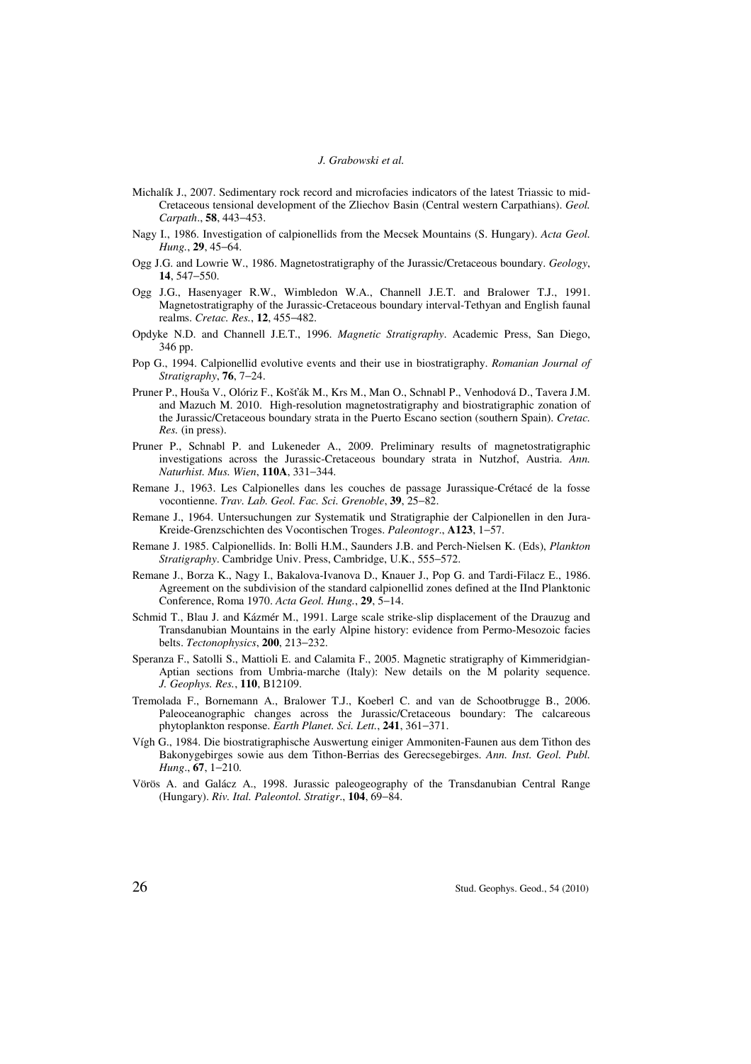Michalík J., 2007. Sedimentary rock record and microfacies indicators of the latest Triassic to mid-Cretaceous tensional development of the Zliechov Basin (Central western Carpathians). *Geol. Carpath*., **58**, 443–453.

Nagy I., 1986. Investigation of calpionellids from the Mecsek Mountains (S. Hungary). *Acta Geol. Hung.*, **29**, 45–64.

Ogg J.G. and Lowrie W., 1986. Magnetostratigraphy of the Jurassic/Cretaceous boundary. *Geology*, **14**, 547–550.

Ogg J.G., Hasenyager R.W., Wimbledon W.A., Channell J.E.T. and Bralower T.J., 1991. Magnetostratigraphy of the Jurassic-Cretaceous boundary interval-Tethyan and English faunal realms. *Cretac. Res.*, **12**, 455–482.

Opdyke N.D. and Channell J.E.T., 1996. *Magnetic Stratigraphy*. Academic Press, San Diego, 346 pp.

Pop G., 1994. Calpionellid evolutive events and their use in biostratigraphy. *Romanian Journal of Stratigraphy*, **76**, 7–24.

Pruner P., Houša V., Olóriz F., Košťák M., Krs M., Man O., Schnabl P., Venhodová D., Tavera J.M. and Mazuch M. 2010. High-resolution magnetostratigraphy and biostratigraphic zonation of the Jurassic/Cretaceous boundary strata in the Puerto Escano section (southern Spain). *Cretac. Res.* (in press).

Pruner P., Schnabl P. and Lukeneder A., 2009. Preliminary results of magnetostratigraphic investigations across the Jurassic-Cretaceous boundary strata in Nutzhof, Austria. *Ann. Naturhist. Mus. Wien*, **110A**, 331–344.

Remane J., 1963. Les Calpionelles dans les couches de passage Jurassique-Crétacé de la fosse vocontienne. *Trav. Lab. Geol. Fac. Sci. Grenoble*, **39**, 25–82.

Remane J., 1964. Untersuchungen zur Systematik und Stratigraphie der Calpionellen in den Jura-Kreide-Grenzschichten des Vocontischen Troges. *Paleontogr*., **A123**, 1–57.

Remane J. 1985. Calpionellids. In: Bolli H.M., Saunders J.B. and Perch-Nielsen K. (Eds), *Plankton Stratigraphy*. Cambridge Univ. Press, Cambridge, U.K., 555–572.

Remane J., Borza K., Nagy I., Bakalova-Ivanova D., Knauer J., Pop G. and Tardi-Filacz E., 1986. Agreement on the subdivision of the standard calpionellid zones defined at the IInd Planktonic Conference, Roma 1970. *Acta Geol. Hung.*, **29**, 5–14.

Schmid T., Blau J. and Kázmér M., 1991. Large scale strike-slip displacement of the Drauzug and Transdanubian Mountains in the early Alpine history: evidence from Permo-Mesozoic facies belts. *Tectonophysics*, **200**, 213–232.

Speranza F., Satolli S., Mattioli E. and Calamita F., 2005. Magnetic stratigraphy of Kimmeridgian-Aptian sections from Umbria-marche (Italy): New details on the M polarity sequence. *J. Geophys. Res.*, **110**, B12109.

Tremolada F., Bornemann A., Bralower T.J., Koeberl C. and van de Schootbrugge B., 2006. Paleoceanographic changes across the Jurassic/Cretaceous boundary: The calcareous phytoplankton response. *Earth Planet. Sci. Lett.*, **241**, 361–371.

Vígh G., 1984. Die biostratigraphische Auswertung einiger Ammoniten-Faunen aus dem Tithon des Bakonygebirges sowie aus dem Tithon-Berrias des Gerecsegebirges. *Ann. Inst. Geol. Publ. Hung*., **67**, 1–210.

Vörös A. and Galácz A., 1998. Jurassic paleogeography of the Transdanubian Central Range (Hungary). *Riv. Ital. Paleontol. Stratigr*., **104**, 69–84.